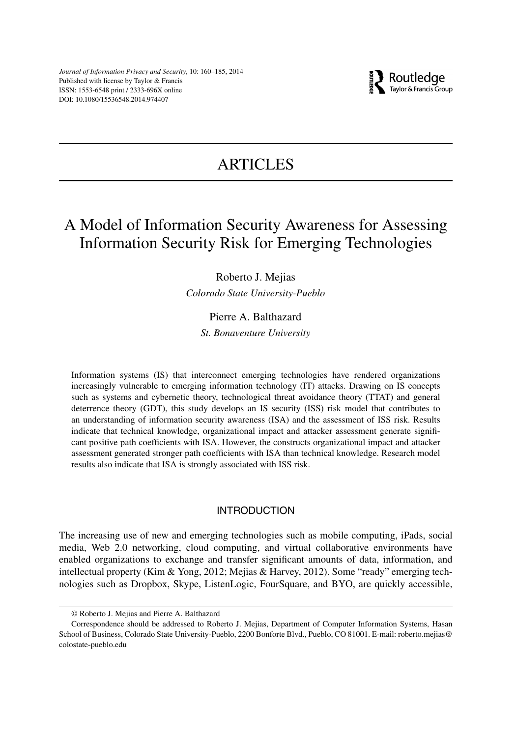# ARTICLES

# A Model of Information Security Awareness for Assessing Information Security Risk for Emerging Technologies

Roberto J. Mejias
*Colorado State University-Pueblo*

Pierre A. Balthazard
*St. Bonaventure University*

Information systems (IS) that interconnect emerging technologies have rendered organizations increasingly vulnerable to emerging information technology (IT) attacks. Drawing on IS concepts such as systems and cybernetic theory, technological threat avoidance theory (TTAT) and general deterrence theory (GDT), this study develops an IS security (ISS) risk model that contributes to an understanding of information security awareness (ISA) and the assessment of ISS risk. Results indicate that technical knowledge, organizational impact and attacker assessment generate significant positive path coefficients with ISA. However, the constructs organizational impact and attacker assessment generated stronger path coefficients with ISA than technical knowledge. Research model results also indicate that ISA is strongly associated with ISS risk.

## INTRODUCTION

The increasing use of new and emerging technologies such as mobile computing, iPads, social media, Web 2.0 networking, cloud computing, and virtual collaborative environments have enabled organizations to exchange and transfer significant amounts of data, information, and intellectual property (Kim & Yong, 2012; Mejias & Harvey, 2012). Some "ready" emerging technologies such as Dropbox, Skype, ListenLogic, FourSquare, and BYO, are quickly accessible,

---

© Roberto J. Mejias and Pierre A. Balthazard

Correspondence should be addressed to Roberto J. Mejias, Department of Computer Information Systems, Hasan School of Business, Colorado State University-Pueblo, 2200 Bonforte Blvd., Pueblo, CO 81001. E-mail: roberto.mejias@colostate-pueblo.edu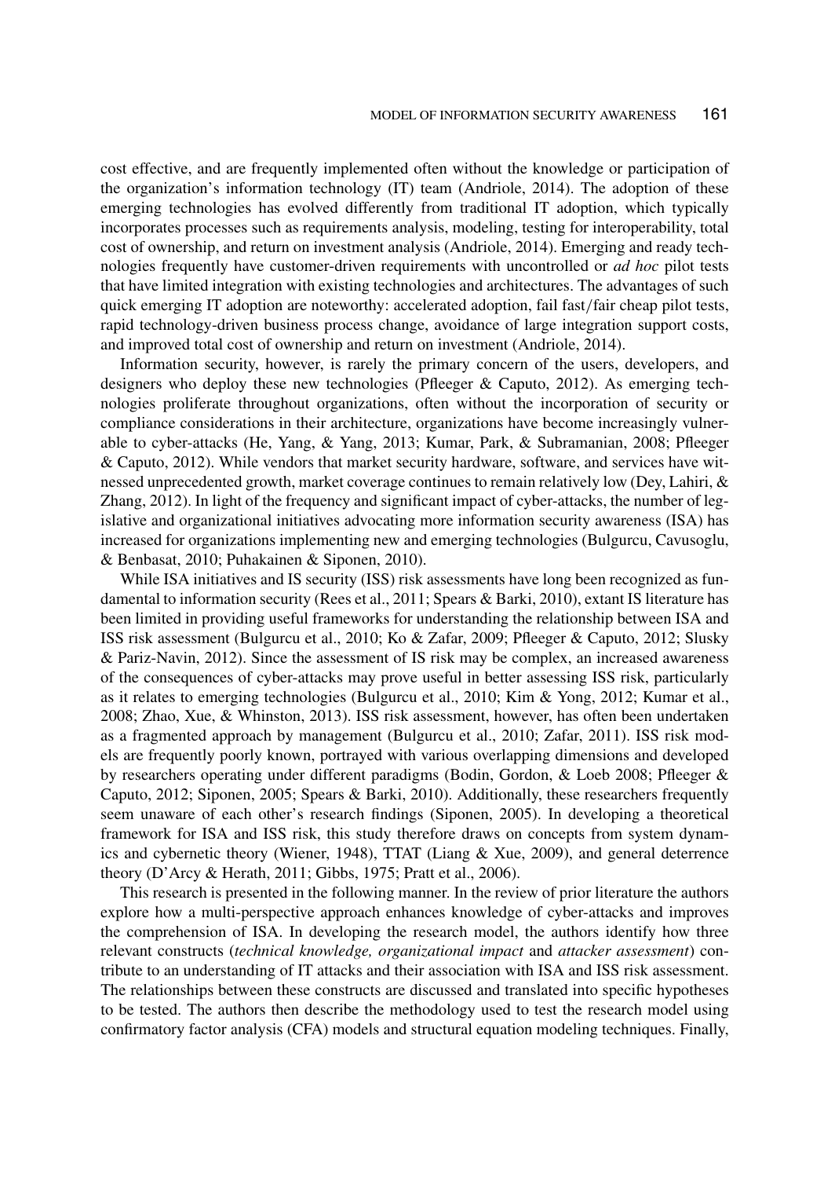cost effective, and are frequently implemented often without the knowledge or participation of the organization's information technology (IT) team (Andriole, 2014). The adoption of these emerging technologies has evolved differently from traditional IT adoption, which typically incorporates processes such as requirements analysis, modeling, testing for interoperability, total cost of ownership, and return on investment analysis (Andriole, 2014). Emerging and ready technologies frequently have customer-driven requirements with uncontrolled or *ad hoc* pilot tests that have limited integration with existing technologies and architectures. The advantages of such quick emerging IT adoption are noteworthy: accelerated adoption, fail fast/fair cheap pilot tests, rapid technology-driven business process change, avoidance of large integration support costs, and improved total cost of ownership and return on investment (Andriole, 2014).

Information security, however, is rarely the primary concern of the users, developers, and designers who deploy these new technologies (Pfleeger & Caputo, 2012). As emerging technologies proliferate throughout organizations, often without the incorporation of security or compliance considerations in their architecture, organizations have become increasingly vulnerable to cyber-attacks (He, Yang, & Yang, 2013; Kumar, Park, & Subramanian, 2008; Pfleeger & Caputo, 2012). While vendors that market security hardware, software, and services have witnessed unprecedented growth, market coverage continues to remain relatively low (Dey, Lahiri, & Zhang, 2012). In light of the frequency and significant impact of cyber-attacks, the number of legislative and organizational initiatives advocating more information security awareness (ISA) has increased for organizations implementing new and emerging technologies (Bulgurcu, Cavusoglu, & Benbasat, 2010; Puhakainen & Siponen, 2010).

While ISA initiatives and IS security (ISS) risk assessments have long been recognized as fundamental to information security (Rees et al., 2011; Spears & Barki, 2010), extant IS literature has been limited in providing useful frameworks for understanding the relationship between ISA and ISS risk assessment (Bulgurcu et al., 2010; Ko & Zafar, 2009; Pfleeger & Caputo, 2012; Slusky & Pariz-Navin, 2012). Since the assessment of IS risk may be complex, an increased awareness of the consequences of cyber-attacks may prove useful in better assessing ISS risk, particularly as it relates to emerging technologies (Bulgurcu et al., 2010; Kim & Yong, 2012; Kumar et al., 2008; Zhao, Xue, & Whinston, 2013). ISS risk assessment, however, has often been undertaken as a fragmented approach by management (Bulgurcu et al., 2010; Zafar, 2011). ISS risk models are frequently poorly known, portrayed with various overlapping dimensions and developed by researchers operating under different paradigms (Bodin, Gordon, & Loeb 2008; Pfleeger & Caputo, 2012; Siponen, 2005; Spears & Barki, 2010). Additionally, these researchers frequently seem unaware of each other's research findings (Siponen, 2005). In developing a theoretical framework for ISA and ISS risk, this study therefore draws on concepts from system dynamics and cybernetic theory (Wiener, 1948), TTAT (Liang & Xue, 2009), and general deterrence theory (D'Arcy & Herath, 2011; Gibbs, 1975; Pratt et al., 2006).

This research is presented in the following manner. In the review of prior literature the authors explore how a multi-perspective approach enhances knowledge of cyber-attacks and improves the comprehension of ISA. In developing the research model, the authors identify how three relevant constructs (*technical knowledge, organizational impact* and *attacker assessment*) contribute to an understanding of IT attacks and their association with ISA and ISS risk assessment. The relationships between these constructs are discussed and translated into specific hypotheses to be tested. The authors then describe the methodology used to test the research model using confirmatory factor analysis (CFA) models and structural equation modeling techniques. Finally,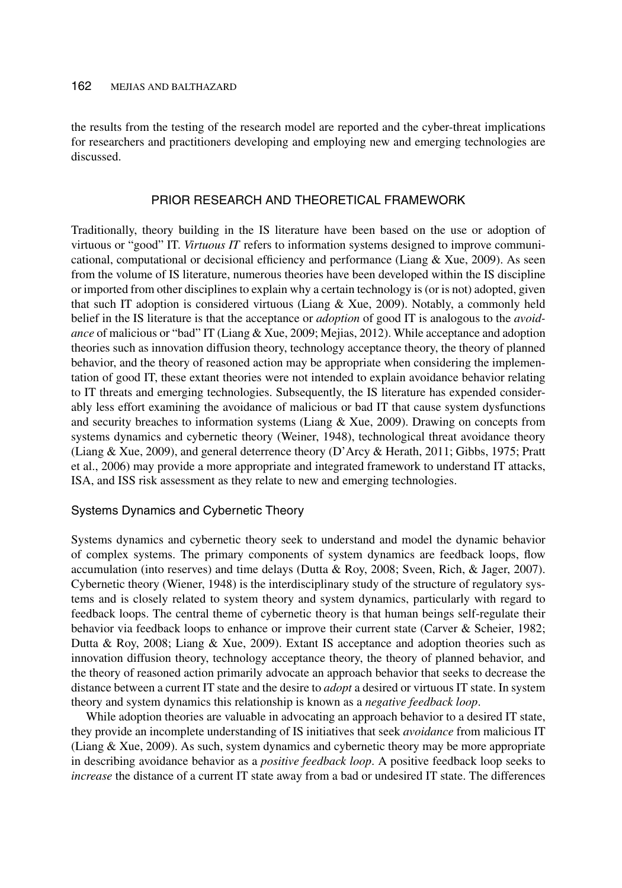the results from the testing of the research model are reported and the cyber-threat implications for researchers and practitioners developing and employing new and emerging technologies are discussed.

## PRIOR RESEARCH AND THEORETICAL FRAMEWORK

Traditionally, theory building in the IS literature have been based on the use or adoption of virtuous or "good" IT. *Virtuous IT* refers to information systems designed to improve communicational, computational or decisional efficiency and performance (Liang & Xue, 2009). As seen from the volume of IS literature, numerous theories have been developed within the IS discipline or imported from other disciplines to explain why a certain technology is (or is not) adopted, given that such IT adoption is considered virtuous (Liang & Xue, 2009). Notably, a commonly held belief in the IS literature is that the acceptance or *adoption* of good IT is analogous to the *avoidance* of malicious or "bad" IT (Liang & Xue, 2009; Mejias, 2012). While acceptance and adoption theories such as innovation diffusion theory, technology acceptance theory, the theory of planned behavior, and the theory of reasoned action may be appropriate when considering the implementation of good IT, these extant theories were not intended to explain avoidance behavior relating to IT threats and emerging technologies. Subsequently, the IS literature has expended considerably less effort examining the avoidance of malicious or bad IT that cause system dysfunctions and security breaches to information systems (Liang & Xue, 2009). Drawing on concepts from systems dynamics and cybernetic theory (Weiner, 1948), technological threat avoidance theory (Liang & Xue, 2009), and general deterrence theory (D'Arcy & Herath, 2011; Gibbs, 1975; Pratt et al., 2006) may provide a more appropriate and integrated framework to understand IT attacks, ISA, and ISS risk assessment as they relate to new and emerging technologies.

### Systems Dynamics and Cybernetic Theory

Systems dynamics and cybernetic theory seek to understand and model the dynamic behavior of complex systems. The primary components of system dynamics are feedback loops, flow accumulation (into reserves) and time delays (Dutta & Roy, 2008; Sveen, Rich, & Jager, 2007). Cybernetic theory (Wiener, 1948) is the interdisciplinary study of the structure of regulatory systems and is closely related to system theory and system dynamics, particularly with regard to feedback loops. The central theme of cybernetic theory is that human beings self-regulate their behavior via feedback loops to enhance or improve their current state (Carver & Scheier, 1982; Dutta & Roy, 2008; Liang & Xue, 2009). Extant IS acceptance and adoption theories such as innovation diffusion theory, technology acceptance theory, the theory of planned behavior, and the theory of reasoned action primarily advocate an approach behavior that seeks to decrease the distance between a current IT state and the desire to *adopt* a desired or virtuous IT state. In system theory and system dynamics this relationship is known as a *negative feedback loop*.

While adoption theories are valuable in advocating an approach behavior to a desired IT state, they provide an incomplete understanding of IS initiatives that seek *avoidance* from malicious IT (Liang & Xue, 2009). As such, system dynamics and cybernetic theory may be more appropriate in describing avoidance behavior as a *positive feedback loop*. A positive feedback loop seeks to *increase* the distance of a current IT state away from a bad or undesired IT state. The differences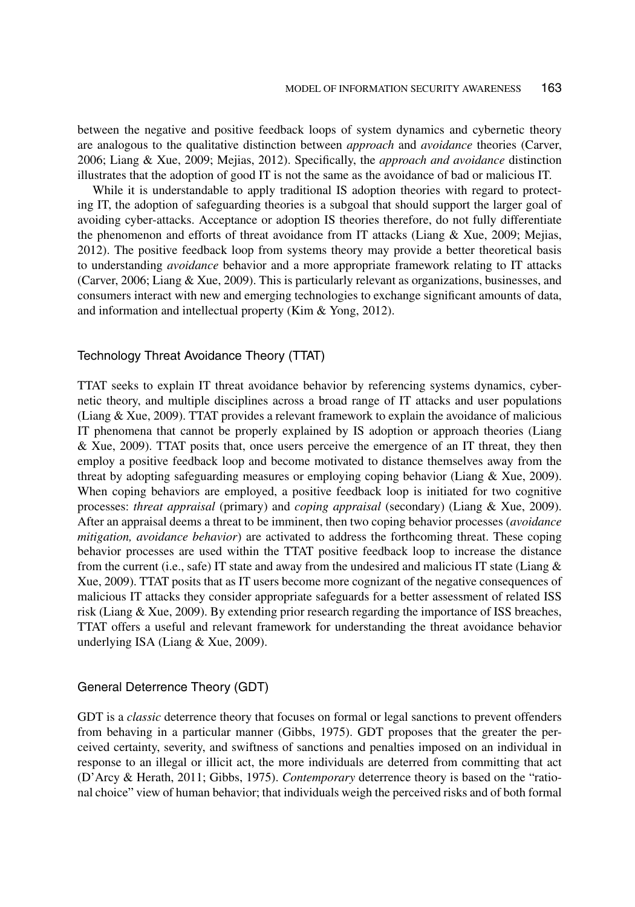between the negative and positive feedback loops of system dynamics and cybernetic theory are analogous to the qualitative distinction between *approach* and *avoidance* theories (Carver, 2006; Liang & Xue, 2009; Mejias, 2012). Specifically, the *approach and avoidance* distinction illustrates that the adoption of good IT is not the same as the avoidance of bad or malicious IT.

While it is understandable to apply traditional IS adoption theories with regard to protecting IT, the adoption of safeguarding theories is a subgoal that should support the larger goal of avoiding cyber-attacks. Acceptance or adoption IS theories therefore, do not fully differentiate the phenomenon and efforts of threat avoidance from IT attacks (Liang & Xue, 2009; Mejias, 2012). The positive feedback loop from systems theory may provide a better theoretical basis to understanding *avoidance* behavior and a more appropriate framework relating to IT attacks (Carver, 2006; Liang & Xue, 2009). This is particularly relevant as organizations, businesses, and consumers interact with new and emerging technologies to exchange significant amounts of data, and information and intellectual property (Kim & Yong, 2012).

## Technology Threat Avoidance Theory (TTAT)

TTAT seeks to explain IT threat avoidance behavior by referencing systems dynamics, cybernetic theory, and multiple disciplines across a broad range of IT attacks and user populations (Liang & Xue, 2009). TTAT provides a relevant framework to explain the avoidance of malicious IT phenomena that cannot be properly explained by IS adoption or approach theories (Liang & Xue, 2009). TTAT posits that, once users perceive the emergence of an IT threat, they then employ a positive feedback loop and become motivated to distance themselves away from the threat by adopting safeguarding measures or employing coping behavior (Liang & Xue, 2009). When coping behaviors are employed, a positive feedback loop is initiated for two cognitive processes: *threat appraisal* (primary) and *coping appraisal* (secondary) (Liang & Xue, 2009). After an appraisal deems a threat to be imminent, then two coping behavior processes (*avoidance mitigation, avoidance behavior*) are activated to address the forthcoming threat. These coping behavior processes are used within the TTAT positive feedback loop to increase the distance from the current (i.e., safe) IT state and away from the undesired and malicious IT state (Liang & Xue, 2009). TTAT posits that as IT users become more cognizant of the negative consequences of malicious IT attacks they consider appropriate safeguards for a better assessment of related ISS risk (Liang & Xue, 2009). By extending prior research regarding the importance of ISS breaches, TTAT offers a useful and relevant framework for understanding the threat avoidance behavior underlying ISA (Liang & Xue, 2009).

## General Deterrence Theory (GDT)

GDT is a *classic* deterrence theory that focuses on formal or legal sanctions to prevent offenders from behaving in a particular manner (Gibbs, 1975). GDT proposes that the greater the perceived certainty, severity, and swiftness of sanctions and penalties imposed on an individual in response to an illegal or illicit act, the more individuals are deterred from committing that act (D'Arcy & Herath, 2011; Gibbs, 1975). *Contemporary* deterrence theory is based on the "rational choice" view of human behavior; that individuals weigh the perceived risks and of both formal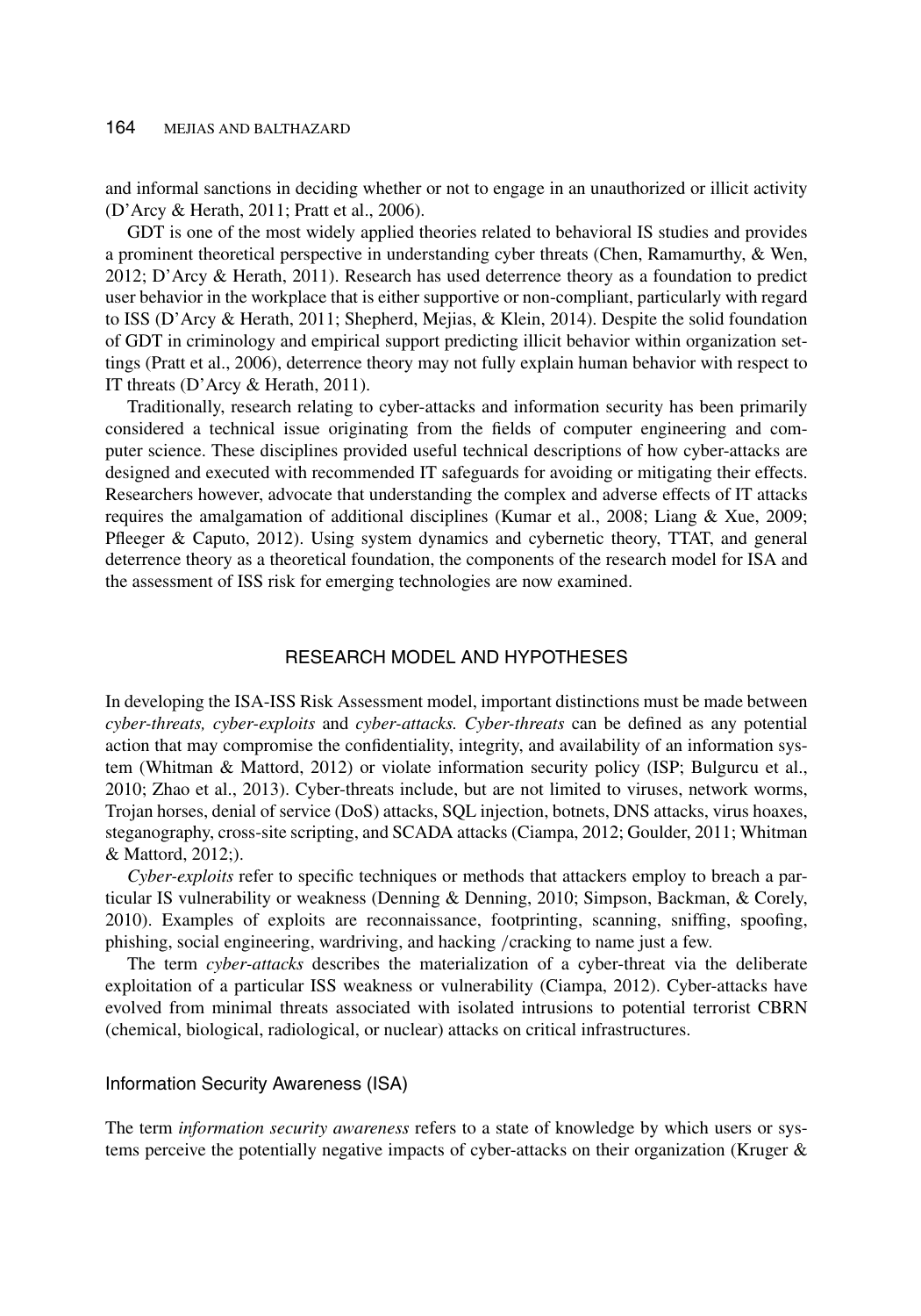and informal sanctions in deciding whether or not to engage in an unauthorized or illicit activity (D'Arcy & Herath, 2011; Pratt et al., 2006).

GDT is one of the most widely applied theories related to behavioral IS studies and provides a prominent theoretical perspective in understanding cyber threats (Chen, Ramamurthy, & Wen, 2012; D'Arcy & Herath, 2011). Research has used deterrence theory as a foundation to predict user behavior in the workplace that is either supportive or non-compliant, particularly with regard to ISS (D'Arcy & Herath, 2011; Shepherd, Mejias, & Klein, 2014). Despite the solid foundation of GDT in criminology and empirical support predicting illicit behavior within organization settings (Pratt et al., 2006), deterrence theory may not fully explain human behavior with respect to IT threats (D'Arcy & Herath, 2011).

Traditionally, research relating to cyber-attacks and information security has been primarily considered a technical issue originating from the fields of computer engineering and computer science. These disciplines provided useful technical descriptions of how cyber-attacks are designed and executed with recommended IT safeguards for avoiding or mitigating their effects. Researchers however, advocate that understanding the complex and adverse effects of IT attacks requires the amalgamation of additional disciplines (Kumar et al., 2008; Liang & Xue, 2009; Pfleeger & Caputo, 2012). Using system dynamics and cybernetic theory, TTAT, and general deterrence theory as a theoretical foundation, the components of the research model for ISA and the assessment of ISS risk for emerging technologies are now examined.

## RESEARCH MODEL AND HYPOTHESES

In developing the ISA-ISS Risk Assessment model, important distinctions must be made between *cyber-threats, cyber-exploits* and *cyber-attacks. Cyber-threats* can be defined as any potential action that may compromise the confidentiality, integrity, and availability of an information system (Whitman & Mattord, 2012) or violate information security policy (ISP; Bulgurcu et al., 2010; Zhao et al., 2013). Cyber-threats include, but are not limited to viruses, network worms, Trojan horses, denial of service (DoS) attacks, SQL injection, botnets, DNS attacks, virus hoaxes, steganography, cross-site scripting, and SCADA attacks (Ciampa, 2012; Goulder, 2011; Whitman & Mattord, 2012;).

*Cyber-exploits* refer to specific techniques or methods that attackers employ to breach a particular IS vulnerability or weakness (Denning & Denning, 2010; Simpson, Backman, & Corely, 2010). Examples of exploits are reconnaissance, footprinting, scanning, sniffing, spoofing, phishing, social engineering, wardriving, and hacking /cracking to name just a few.

The term *cyber-attacks* describes the materialization of a cyber-threat via the deliberate exploitation of a particular ISS weakness or vulnerability (Ciampa, 2012). Cyber-attacks have evolved from minimal threats associated with isolated intrusions to potential terrorist CBRN (chemical, biological, radiological, or nuclear) attacks on critical infrastructures.

### Information Security Awareness (ISA)

The term *information security awareness* refers to a state of knowledge by which users or systems perceive the potentially negative impacts of cyber-attacks on their organization (Kruger &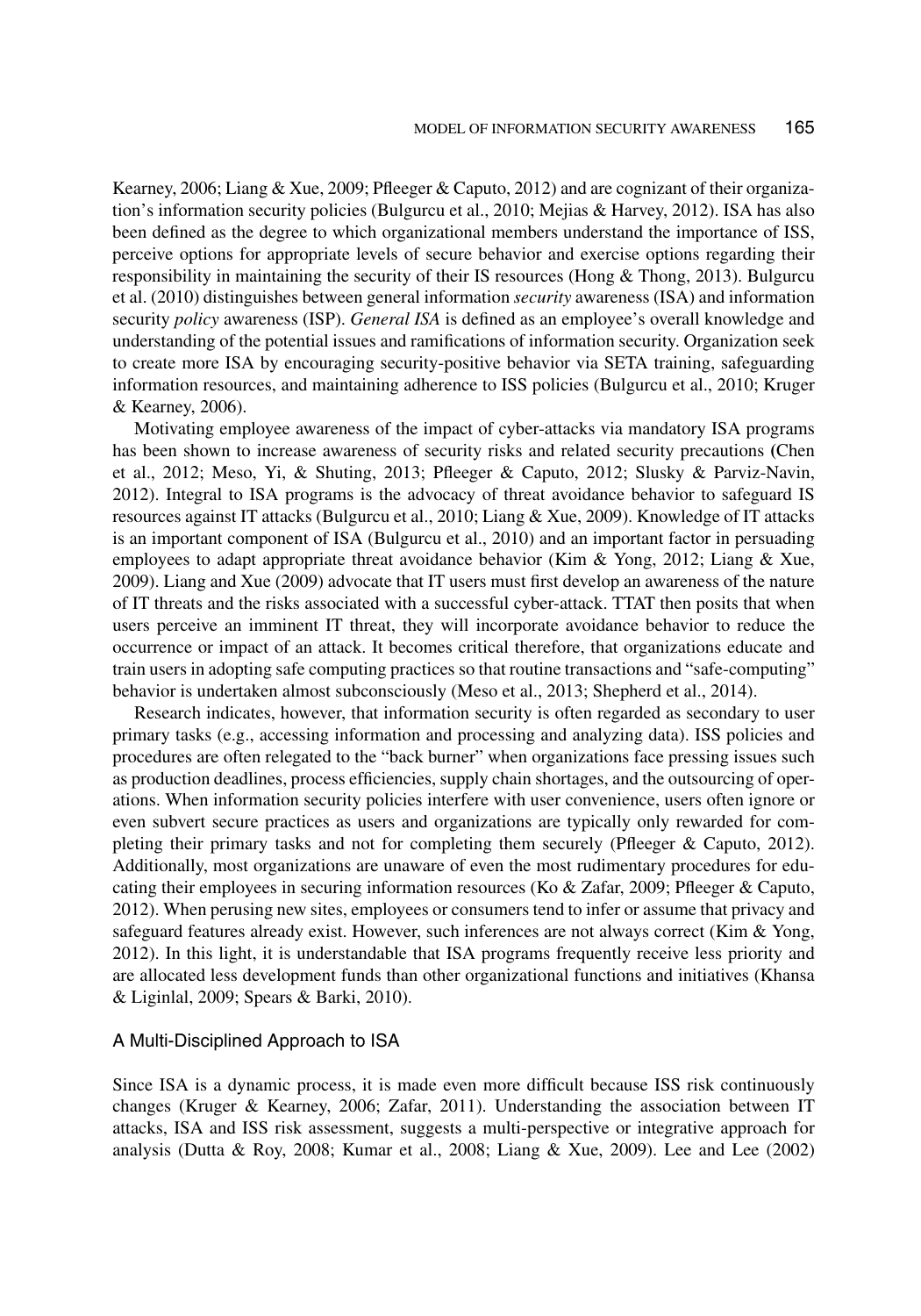Kearney, 2006; Liang & Xue, 2009; Pfleeger & Caputo, 2012) and are cognizant of their organization's information security policies (Bulgurcu et al., 2010; Mejias & Harvey, 2012). ISA has also been defined as the degree to which organizational members understand the importance of ISS, perceive options for appropriate levels of secure behavior and exercise options regarding their responsibility in maintaining the security of their IS resources (Hong & Thong, 2013). Bulgurcu et al. (2010) distinguishes between general information *security* awareness (ISA) and information security *policy* awareness (ISP). *General ISA* is defined as an employee's overall knowledge and understanding of the potential issues and ramifications of information security. Organization seek to create more ISA by encouraging security-positive behavior via SETA training, safeguarding information resources, and maintaining adherence to ISS policies (Bulgurcu et al., 2010; Kruger & Kearney, 2006).

Motivating employee awareness of the impact of cyber-attacks via mandatory ISA programs has been shown to increase awareness of security risks and related security precautions (Chen et al., 2012; Meso, Yi, & Shuting, 2013; Pfleeger & Caputo, 2012; Slusky & Parviz-Navin, 2012). Integral to ISA programs is the advocacy of threat avoidance behavior to safeguard IS resources against IT attacks (Bulgurcu et al., 2010; Liang & Xue, 2009). Knowledge of IT attacks is an important component of ISA (Bulgurcu et al., 2010) and an important factor in persuading employees to adapt appropriate threat avoidance behavior (Kim & Yong, 2012; Liang & Xue, 2009). Liang and Xue (2009) advocate that IT users must first develop an awareness of the nature of IT threats and the risks associated with a successful cyber-attack. TTAT then posits that when users perceive an imminent IT threat, they will incorporate avoidance behavior to reduce the occurrence or impact of an attack. It becomes critical therefore, that organizations educate and train users in adopting safe computing practices so that routine transactions and "safe-computing" behavior is undertaken almost subconsciously (Meso et al., 2013; Shepherd et al., 2014).

Research indicates, however, that information security is often regarded as secondary to user primary tasks (e.g., accessing information and processing and analyzing data). ISS policies and procedures are often relegated to the "back burner" when organizations face pressing issues such as production deadlines, process efficiencies, supply chain shortages, and the outsourcing of operations. When information security policies interfere with user convenience, users often ignore or even subvert secure practices as users and organizations are typically only rewarded for completing their primary tasks and not for completing them securely (Pfleeger & Caputo, 2012). Additionally, most organizations are unaware of even the most rudimentary procedures for educating their employees in securing information resources (Ko & Zafar, 2009; Pfleeger & Caputo, 2012). When perusing new sites, employees or consumers tend to infer or assume that privacy and safeguard features already exist. However, such inferences are not always correct (Kim & Yong, 2012). In this light, it is understandable that ISA programs frequently receive less priority and are allocated less development funds than other organizational functions and initiatives (Khansa & Liginlal, 2009; Spears & Barki, 2010).

## A Multi-Disciplined Approach to ISA

Since ISA is a dynamic process, it is made even more difficult because ISS risk continuously changes (Kruger & Kearney, 2006; Zafar, 2011). Understanding the association between IT attacks, ISA and ISS risk assessment, suggests a multi-perspective or integrative approach for analysis (Dutta & Roy, 2008; Kumar et al., 2008; Liang & Xue, 2009). Lee and Lee (2002)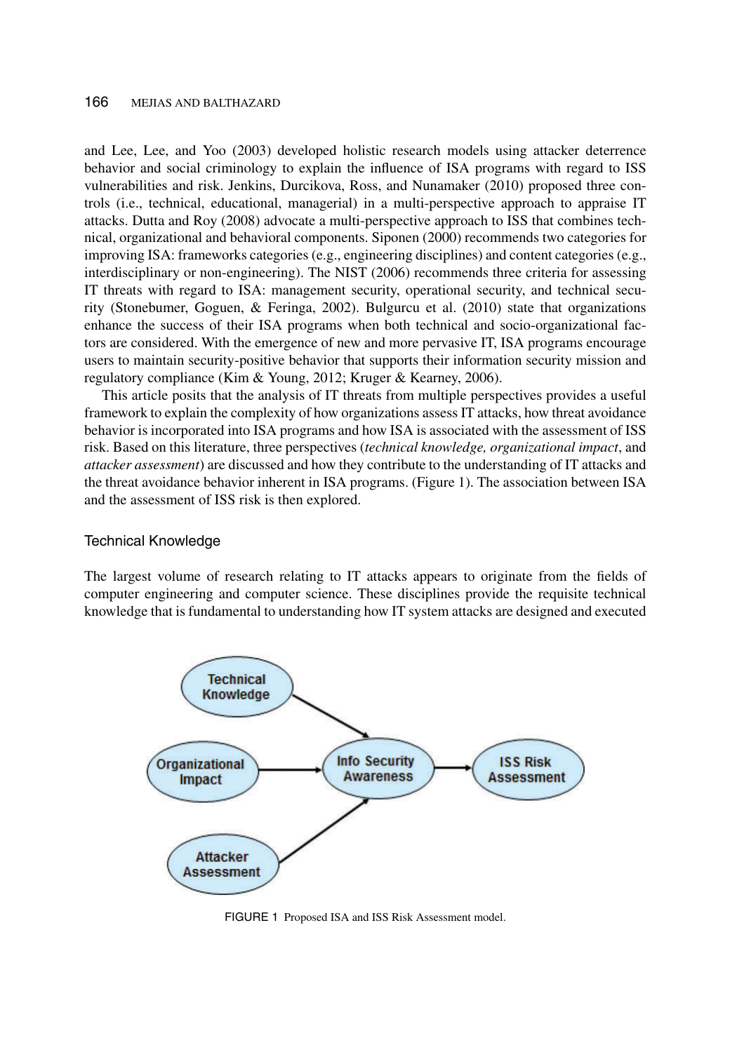and Lee, Lee, and Yoo (2003) developed holistic research models using attacker deterrence behavior and social criminology to explain the influence of ISA programs with regard to ISS vulnerabilities and risk. Jenkins, Durcikova, Ross, and Nunamaker (2010) proposed three controls (i.e., technical, educational, managerial) in a multi-perspective approach to appraise IT attacks. Dutta and Roy (2008) advocate a multi-perspective approach to ISS that combines technical, organizational and behavioral components. Siponen (2000) recommends two categories for improving ISA: frameworks categories (e.g., engineering disciplines) and content categories (e.g., interdisciplinary or non-engineering). The NIST (2006) recommends three criteria for assessing IT threats with regard to ISA: management security, operational security, and technical security (Stonebumer, Goguen, & Feringa, 2002). Bulgurcu et al. (2010) state that organizations enhance the success of their ISA programs when both technical and socio-organizational factors are considered. With the emergence of new and more pervasive IT, ISA programs encourage users to maintain security-positive behavior that supports their information security mission and regulatory compliance (Kim & Young, 2012; Kruger & Kearney, 2006).

This article posits that the analysis of IT threats from multiple perspectives provides a useful framework to explain the complexity of how organizations assess IT attacks, how threat avoidance behavior is incorporated into ISA programs and how ISA is associated with the assessment of ISS risk. Based on this literature, three perspectives (*technical knowledge, organizational impact*, and *attacker assessment*) are discussed and how they contribute to the understanding of IT attacks and the threat avoidance behavior inherent in ISA programs. (Figure 1). The association between ISA and the assessment of ISS risk is then explored.

## Technical Knowledge

The largest volume of research relating to IT attacks appears to originate from the fields of computer engineering and computer science. These disciplines provide the requisite technical knowledge that is fundamental to understanding how IT system attacks are designed and executed

FIGURE 1 Proposed ISA and ISS Risk Assessment model.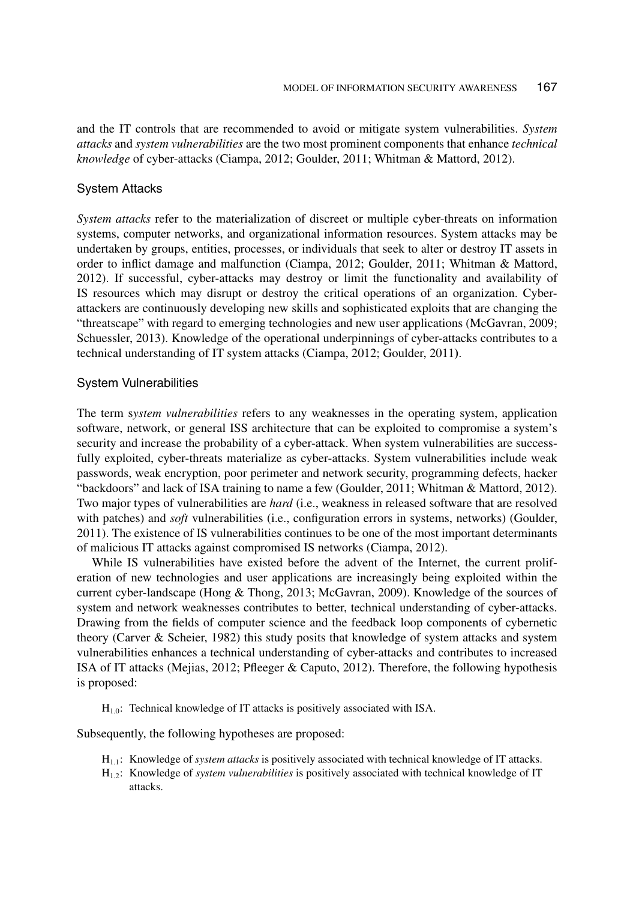and the IT controls that are recommended to avoid or mitigate system vulnerabilities. *System attacks* and *system vulnerabilities* are the two most prominent components that enhance *technical knowledge* of cyber-attacks (Ciampa, 2012; Goulder, 2011; Whitman & Mattord, 2012).

### System Attacks

*System attacks* refer to the materialization of discreet or multiple cyber-threats on information systems, computer networks, and organizational information resources. System attacks may be undertaken by groups, entities, processes, or individuals that seek to alter or destroy IT assets in order to inflict damage and malfunction (Ciampa, 2012; Goulder, 2011; Whitman & Mattord, 2012). If successful, cyber-attacks may destroy or limit the functionality and availability of IS resources which may disrupt or destroy the critical operations of an organization. Cyber-attackers are continuously developing new skills and sophisticated exploits that are changing the "threatscape" with regard to emerging technologies and new user applications (McGavran, 2009; Schuessler, 2013). Knowledge of the operational underpinnings of cyber-attacks contributes to a technical understanding of IT system attacks (Ciampa, 2012; Goulder, 2011).

### System Vulnerabilities

The term s*ystem vulnerabilities* refers to any weaknesses in the operating system, application software, network, or general ISS architecture that can be exploited to compromise a system's security and increase the probability of a cyber-attack. When system vulnerabilities are successfully exploited, cyber-threats materialize as cyber-attacks. System vulnerabilities include weak passwords, weak encryption, poor perimeter and network security, programming defects, hacker "backdoors" and lack of ISA training to name a few (Goulder, 2011; Whitman & Mattord, 2012). Two major types of vulnerabilities are *hard* (i.e., weakness in released software that are resolved with patches) and *soft* vulnerabilities (i.e., configuration errors in systems, networks) (Goulder, 2011). The existence of IS vulnerabilities continues to be one of the most important determinants of malicious IT attacks against compromised IS networks (Ciampa, 2012).

While IS vulnerabilities have existed before the advent of the Internet, the current proliferation of new technologies and user applications are increasingly being exploited within the current cyber-landscape (Hong & Thong, 2013; McGavran, 2009). Knowledge of the sources of system and network weaknesses contributes to better, technical understanding of cyber-attacks. Drawing from the fields of computer science and the feedback loop components of cybernetic theory (Carver & Scheier, 1982) this study posits that knowledge of system attacks and system vulnerabilities enhances a technical understanding of cyber-attacks and contributes to increased ISA of IT attacks (Mejias, 2012; Pfleeger & Caputo, 2012). Therefore, the following hypothesis is proposed:

$H_{1.0}$: Technical knowledge of IT attacks is positively associated with ISA.

Subsequently, the following hypotheses are proposed:

$H_{1.1}$: Knowledge of *system attacks* is positively associated with technical knowledge of IT attacks.
$H_{1.2}$: Knowledge of *system vulnerabilities* is positively associated with technical knowledge of IT attacks.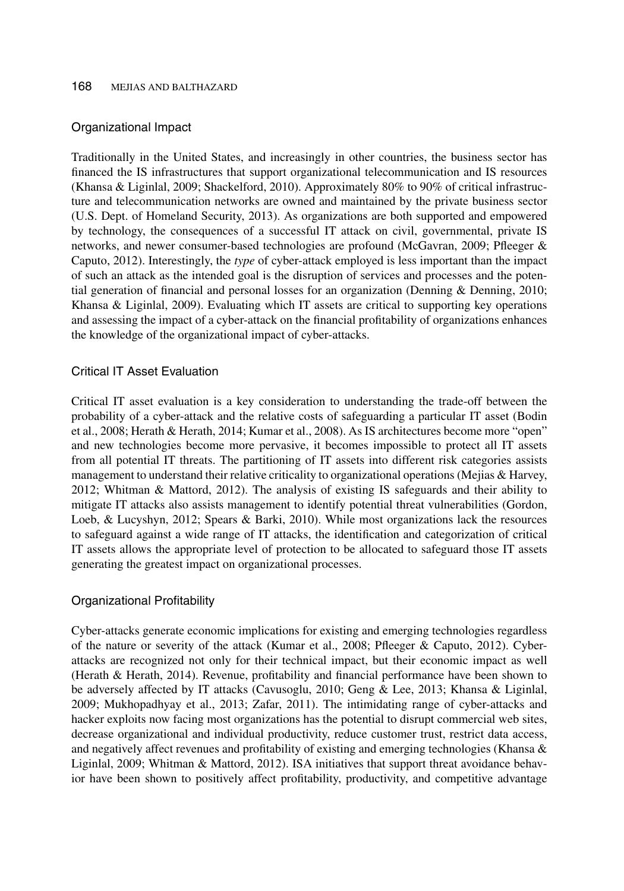## Organizational Impact

Traditionally in the United States, and increasingly in other countries, the business sector has financed the IS infrastructures that support organizational telecommunication and IS resources (Khansa & Liginlal, 2009; Shackelford, 2010). Approximately 80% to 90% of critical infrastructure and telecommunication networks are owned and maintained by the private business sector (U.S. Dept. of Homeland Security, 2013). As organizations are both supported and empowered by technology, the consequences of a successful IT attack on civil, governmental, private IS networks, and newer consumer-based technologies are profound (McGavran, 2009; Pfleeger & Caputo, 2012). Interestingly, the *type* of cyber-attack employed is less important than the impact of such an attack as the intended goal is the disruption of services and processes and the potential generation of financial and personal losses for an organization (Denning & Denning, 2010; Khansa & Liginlal, 2009). Evaluating which IT assets are critical to supporting key operations and assessing the impact of a cyber-attack on the financial profitability of organizations enhances the knowledge of the organizational impact of cyber-attacks.

## Critical IT Asset Evaluation

Critical IT asset evaluation is a key consideration to understanding the trade-off between the probability of a cyber-attack and the relative costs of safeguarding a particular IT asset (Bodin et al., 2008; Herath & Herath, 2014; Kumar et al., 2008). As IS architectures become more "open" and new technologies become more pervasive, it becomes impossible to protect all IT assets from all potential IT threats. The partitioning of IT assets into different risk categories assists management to understand their relative criticality to organizational operations (Mejias & Harvey, 2012; Whitman & Mattord, 2012). The analysis of existing IS safeguards and their ability to mitigate IT attacks also assists management to identify potential threat vulnerabilities (Gordon, Loeb, & Lucyshyn, 2012; Spears & Barki, 2010). While most organizations lack the resources to safeguard against a wide range of IT attacks, the identification and categorization of critical IT assets allows the appropriate level of protection to be allocated to safeguard those IT assets generating the greatest impact on organizational processes.

## Organizational Profitability

Cyber-attacks generate economic implications for existing and emerging technologies regardless of the nature or severity of the attack (Kumar et al., 2008; Pfleeger & Caputo, 2012). Cyber-attacks are recognized not only for their technical impact, but their economic impact as well (Herath & Herath, 2014). Revenue, profitability and financial performance have been shown to be adversely affected by IT attacks (Cavusoglu, 2010; Geng & Lee, 2013; Khansa & Liginlal, 2009; Mukhopadhyay et al., 2013; Zafar, 2011). The intimidating range of cyber-attacks and hacker exploits now facing most organizations has the potential to disrupt commercial web sites, decrease organizational and individual productivity, reduce customer trust, restrict data access, and negatively affect revenues and profitability of existing and emerging technologies (Khansa & Liginlal, 2009; Whitman & Mattord, 2012). ISA initiatives that support threat avoidance behavior have been shown to positively affect profitability, productivity, and competitive advantage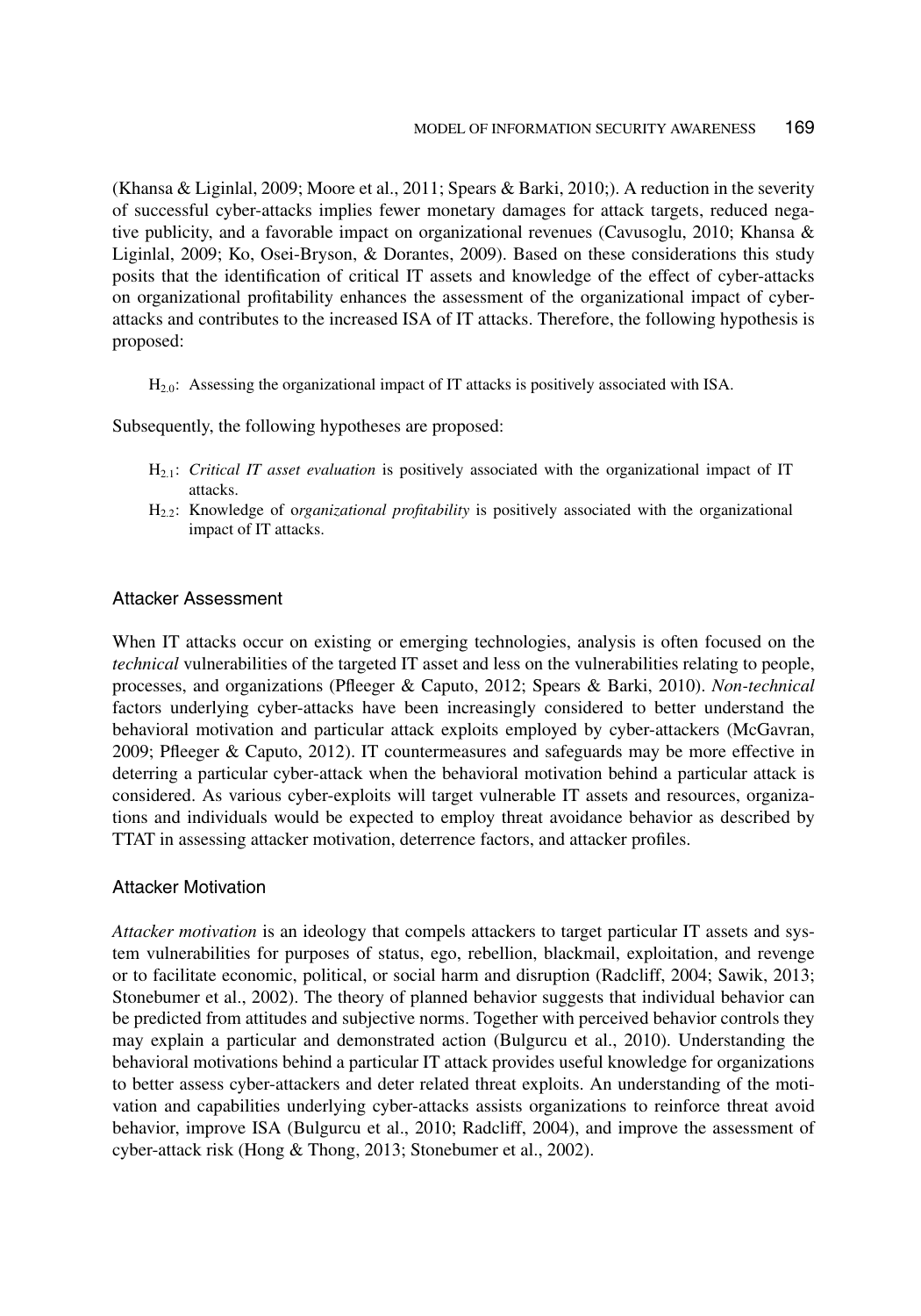(Khansa & Liginlal, 2009; Moore et al., 2011; Spears & Barki, 2010;). A reduction in the severity of successful cyber-attacks implies fewer monetary damages for attack targets, reduced negative publicity, and a favorable impact on organizational revenues (Cavusoglu, 2010; Khansa & Liginlal, 2009; Ko, Osei-Bryson, & Dorantes, 2009). Based on these considerations this study posits that the identification of critical IT assets and knowledge of the effect of cyber-attacks on organizational profitability enhances the assessment of the organizational impact of cyber-attacks and contributes to the increased ISA of IT attacks. Therefore, the following hypothesis is proposed:

$H_{2.0}$: Assessing the organizational impact of IT attacks is positively associated with ISA.

Subsequently, the following hypotheses are proposed:

- $H_{2.1}$: *Critical IT asset evaluation* is positively associated with the organizational impact of IT attacks.
- $H_{2.2}$: Knowledge of o*rganizational profitability* is positively associated with the organizational impact of IT attacks.

### Attacker Assessment

When IT attacks occur on existing or emerging technologies, analysis is often focused on the *technical* vulnerabilities of the targeted IT asset and less on the vulnerabilities relating to people, processes, and organizations (Pfleeger & Caputo, 2012; Spears & Barki, 2010). *Non-technical* factors underlying cyber-attacks have been increasingly considered to better understand the behavioral motivation and particular attack exploits employed by cyber-attackers (McGavran, 2009; Pfleeger & Caputo, 2012). IT countermeasures and safeguards may be more effective in deterring a particular cyber-attack when the behavioral motivation behind a particular attack is considered. As various cyber-exploits will target vulnerable IT assets and resources, organizations and individuals would be expected to employ threat avoidance behavior as described by TTAT in assessing attacker motivation, deterrence factors, and attacker profiles.

### Attacker Motivation

*Attacker motivation* is an ideology that compels attackers to target particular IT assets and system vulnerabilities for purposes of status, ego, rebellion, blackmail, exploitation, and revenge or to facilitate economic, political, or social harm and disruption (Radcliff, 2004; Sawik, 2013; Stonebumer et al., 2002). The theory of planned behavior suggests that individual behavior can be predicted from attitudes and subjective norms. Together with perceived behavior controls they may explain a particular and demonstrated action (Bulgurcu et al., 2010). Understanding the behavioral motivations behind a particular IT attack provides useful knowledge for organizations to better assess cyber-attackers and deter related threat exploits. An understanding of the motivation and capabilities underlying cyber-attacks assists organizations to reinforce threat avoid behavior, improve ISA (Bulgurcu et al., 2010; Radcliff, 2004), and improve the assessment of cyber-attack risk (Hong & Thong, 2013; Stonebumer et al., 2002).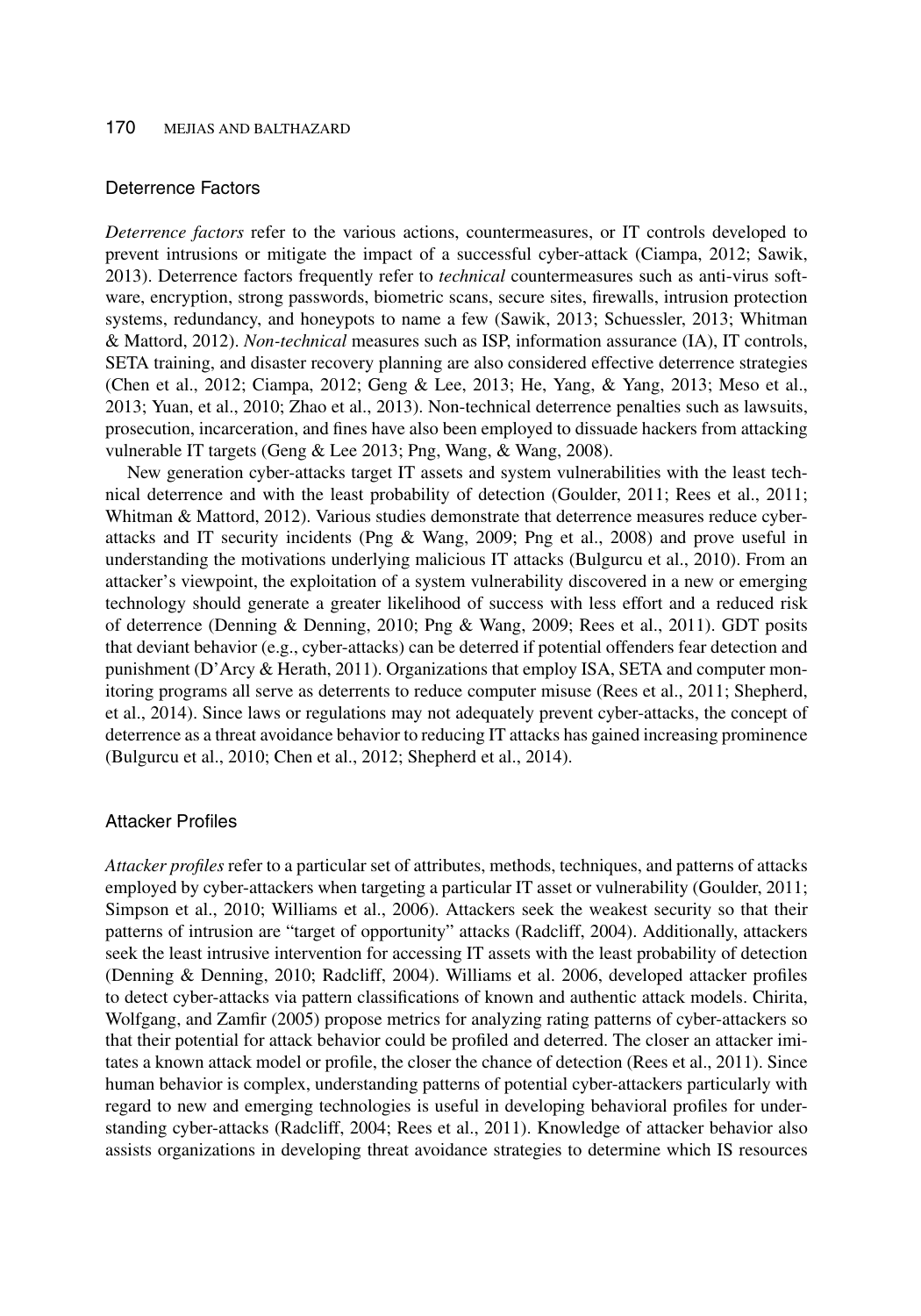## Deterrence Factors

*Deterrence factors* refer to the various actions, countermeasures, or IT controls developed to prevent intrusions or mitigate the impact of a successful cyber-attack (Ciampa, 2012; Sawik, 2013). Deterrence factors frequently refer to *technical* countermeasures such as anti-virus software, encryption, strong passwords, biometric scans, secure sites, firewalls, intrusion protection systems, redundancy, and honeypots to name a few (Sawik, 2013; Schuessler, 2013; Whitman & Mattord, 2012). *Non-technical* measures such as ISP, information assurance (IA), IT controls, SETA training, and disaster recovery planning are also considered effective deterrence strategies (Chen et al., 2012; Ciampa, 2012; Geng & Lee, 2013; He, Yang, & Yang, 2013; Meso et al., 2013; Yuan, et al., 2010; Zhao et al., 2013). Non-technical deterrence penalties such as lawsuits, prosecution, incarceration, and fines have also been employed to dissuade hackers from attacking vulnerable IT targets (Geng & Lee 2013; Png, Wang, & Wang, 2008).

New generation cyber-attacks target IT assets and system vulnerabilities with the least technical deterrence and with the least probability of detection (Goulder, 2011; Rees et al., 2011; Whitman & Mattord, 2012). Various studies demonstrate that deterrence measures reduce cyber-attacks and IT security incidents (Png & Wang, 2009; Png et al., 2008) and prove useful in understanding the motivations underlying malicious IT attacks (Bulgurcu et al., 2010). From an attacker's viewpoint, the exploitation of a system vulnerability discovered in a new or emerging technology should generate a greater likelihood of success with less effort and a reduced risk of deterrence (Denning & Denning, 2010; Png & Wang, 2009; Rees et al., 2011). GDT posits that deviant behavior (e.g., cyber-attacks) can be deterred if potential offenders fear detection and punishment (D'Arcy & Herath, 2011). Organizations that employ ISA, SETA and computer monitoring programs all serve as deterrents to reduce computer misuse (Rees et al., 2011; Shepherd, et al., 2014). Since laws or regulations may not adequately prevent cyber-attacks, the concept of deterrence as a threat avoidance behavior to reducing IT attacks has gained increasing prominence (Bulgurcu et al., 2010; Chen et al., 2012; Shepherd et al., 2014).

## Attacker Profiles

*Attacker profiles* refer to a particular set of attributes, methods, techniques, and patterns of attacks employed by cyber-attackers when targeting a particular IT asset or vulnerability (Goulder, 2011; Simpson et al., 2010; Williams et al., 2006). Attackers seek the weakest security so that their patterns of intrusion are "target of opportunity" attacks (Radcliff, 2004). Additionally, attackers seek the least intrusive intervention for accessing IT assets with the least probability of detection (Denning & Denning, 2010; Radcliff, 2004). Williams et al. 2006, developed attacker profiles to detect cyber-attacks via pattern classifications of known and authentic attack models. Chirita, Wolfgang, and Zamfir (2005) propose metrics for analyzing rating patterns of cyber-attackers so that their potential for attack behavior could be profiled and deterred. The closer an attacker imitates a known attack model or profile, the closer the chance of detection (Rees et al., 2011). Since human behavior is complex, understanding patterns of potential cyber-attackers particularly with regard to new and emerging technologies is useful in developing behavioral profiles for understanding cyber-attacks (Radcliff, 2004; Rees et al., 2011). Knowledge of attacker behavior also assists organizations in developing threat avoidance strategies to determine which IS resources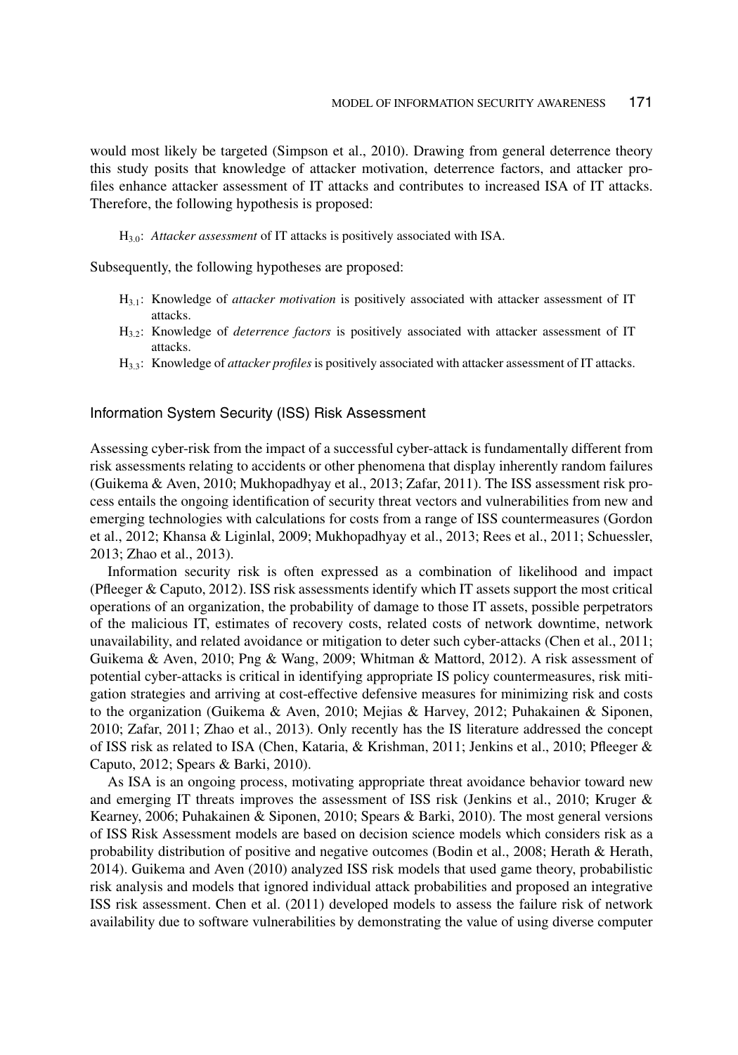would most likely be targeted (Simpson et al., 2010). Drawing from general deterrence theory this study posits that knowledge of attacker motivation, deterrence factors, and attacker profiles enhance attacker assessment of IT attacks and contributes to increased ISA of IT attacks. Therefore, the following hypothesis is proposed:

> $H_{3.0}$: *Attacker assessment* of IT attacks is positively associated with ISA.

Subsequently, the following hypotheses are proposed:

> $H_{3.1}$: Knowledge of *attacker motivation* is positively associated with attacker assessment of IT attacks.
>
> $H_{3.2}$: Knowledge of *deterrence factors* is positively associated with attacker assessment of IT attacks.
>
> $H_{3.3}$: Knowledge of *attacker profiles* is positively associated with attacker assessment of IT attacks.

## Information System Security (ISS) Risk Assessment

Assessing cyber-risk from the impact of a successful cyber-attack is fundamentally different from risk assessments relating to accidents or other phenomena that display inherently random failures (Guikema & Aven, 2010; Mukhopadhyay et al., 2013; Zafar, 2011). The ISS assessment risk process entails the ongoing identification of security threat vectors and vulnerabilities from new and emerging technologies with calculations for costs from a range of ISS countermeasures (Gordon et al., 2012; Khansa & Liginlal, 2009; Mukhopadhyay et al., 2013; Rees et al., 2011; Schuessler, 2013; Zhao et al., 2013).

Information security risk is often expressed as a combination of likelihood and impact (Pfleeger & Caputo, 2012). ISS risk assessments identify which IT assets support the most critical operations of an organization, the probability of damage to those IT assets, possible perpetrators of the malicious IT, estimates of recovery costs, related costs of network downtime, network unavailability, and related avoidance or mitigation to deter such cyber-attacks (Chen et al., 2011; Guikema & Aven, 2010; Png & Wang, 2009; Whitman & Mattord, 2012). A risk assessment of potential cyber-attacks is critical in identifying appropriate IS policy countermeasures, risk mitigation strategies and arriving at cost-effective defensive measures for minimizing risk and costs to the organization (Guikema & Aven, 2010; Mejias & Harvey, 2012; Puhakainen & Siponen, 2010; Zafar, 2011; Zhao et al., 2013). Only recently has the IS literature addressed the concept of ISS risk as related to ISA (Chen, Kataria, & Krishman, 2011; Jenkins et al., 2010; Pfleeger & Caputo, 2012; Spears & Barki, 2010).

As ISA is an ongoing process, motivating appropriate threat avoidance behavior toward new and emerging IT threats improves the assessment of ISS risk (Jenkins et al., 2010; Kruger & Kearney, 2006; Puhakainen & Siponen, 2010; Spears & Barki, 2010). The most general versions of ISS Risk Assessment models are based on decision science models which considers risk as a probability distribution of positive and negative outcomes (Bodin et al., 2008; Herath & Herath, 2014). Guikema and Aven (2010) analyzed ISS risk models that used game theory, probabilistic risk analysis and models that ignored individual attack probabilities and proposed an integrative ISS risk assessment. Chen et al. (2011) developed models to assess the failure risk of network availability due to software vulnerabilities by demonstrating the value of using diverse computer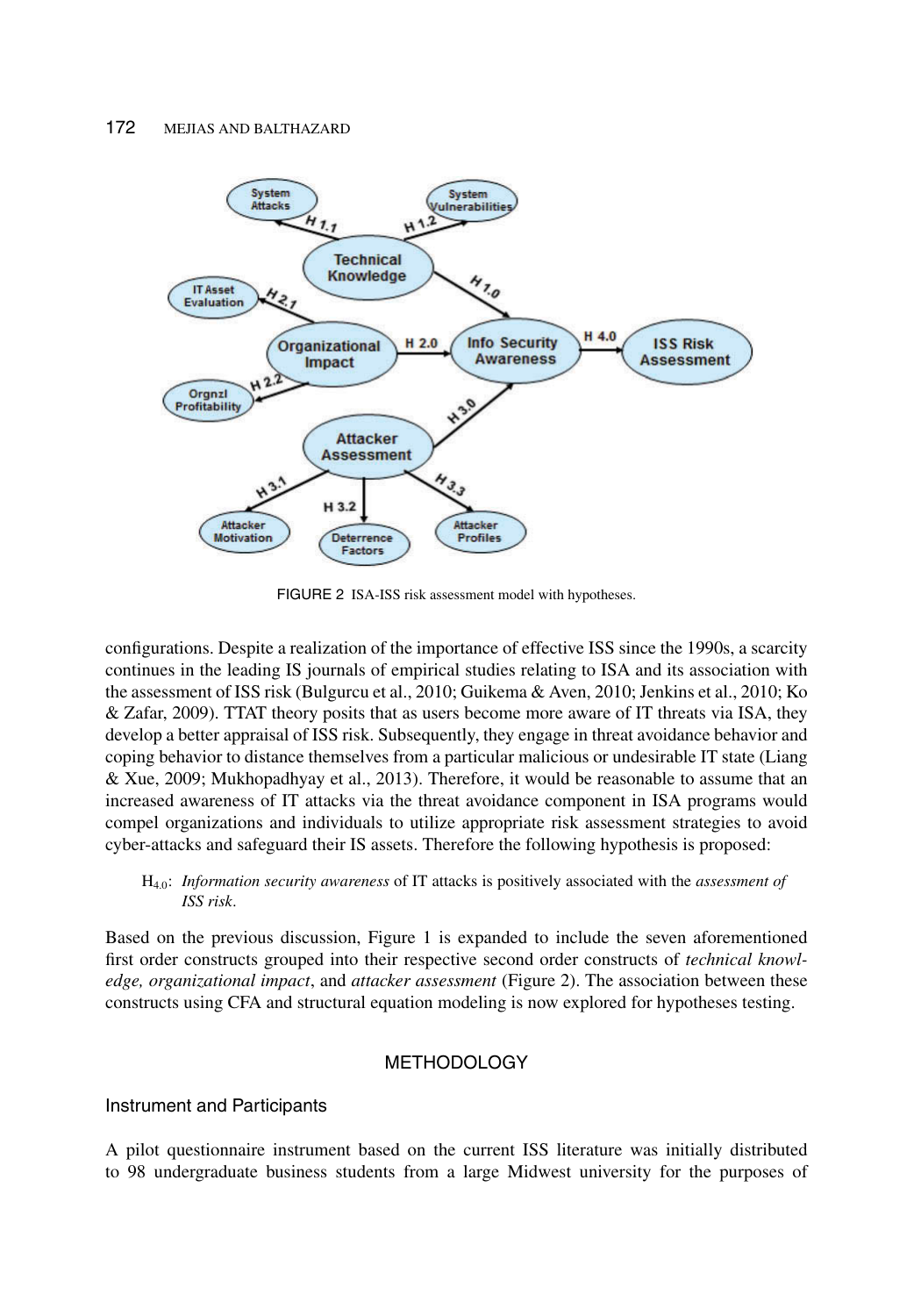FIGURE 2 ISA-ISS risk assessment model with hypotheses.

configurations. Despite a realization of the importance of effective ISS since the 1990s, a scarcity continues in the leading IS journals of empirical studies relating to ISA and its association with the assessment of ISS risk (Bulgurcu et al., 2010; Guikema & Aven, 2010; Jenkins et al., 2010; Ko & Zafar, 2009). TTAT theory posits that as users become more aware of IT threats via ISA, they develop a better appraisal of ISS risk. Subsequently, they engage in threat avoidance behavior and coping behavior to distance themselves from a particular malicious or undesirable IT state (Liang & Xue, 2009; Mukhopadhyay et al., 2013). Therefore, it would be reasonable to assume that an increased awareness of IT attacks via the threat avoidance component in ISA programs would compel organizations and individuals to utilize appropriate risk assessment strategies to avoid cyber-attacks and safeguard their IS assets. Therefore the following hypothesis is proposed:

> $H_{4.0}$: *Information security awareness* of IT attacks is positively associated with the *assessment of ISS risk*.

Based on the previous discussion, Figure 1 is expanded to include the seven aforementioned first order constructs grouped into their respective second order constructs of *technical knowledge, organizational impact*, and *attacker assessment* (Figure 2). The association between these constructs using CFA and structural equation modeling is now explored for hypotheses testing.

## METHODOLOGY

### Instrument and Participants

A pilot questionnaire instrument based on the current ISS literature was initially distributed to 98 undergraduate business students from a large Midwest university for the purposes of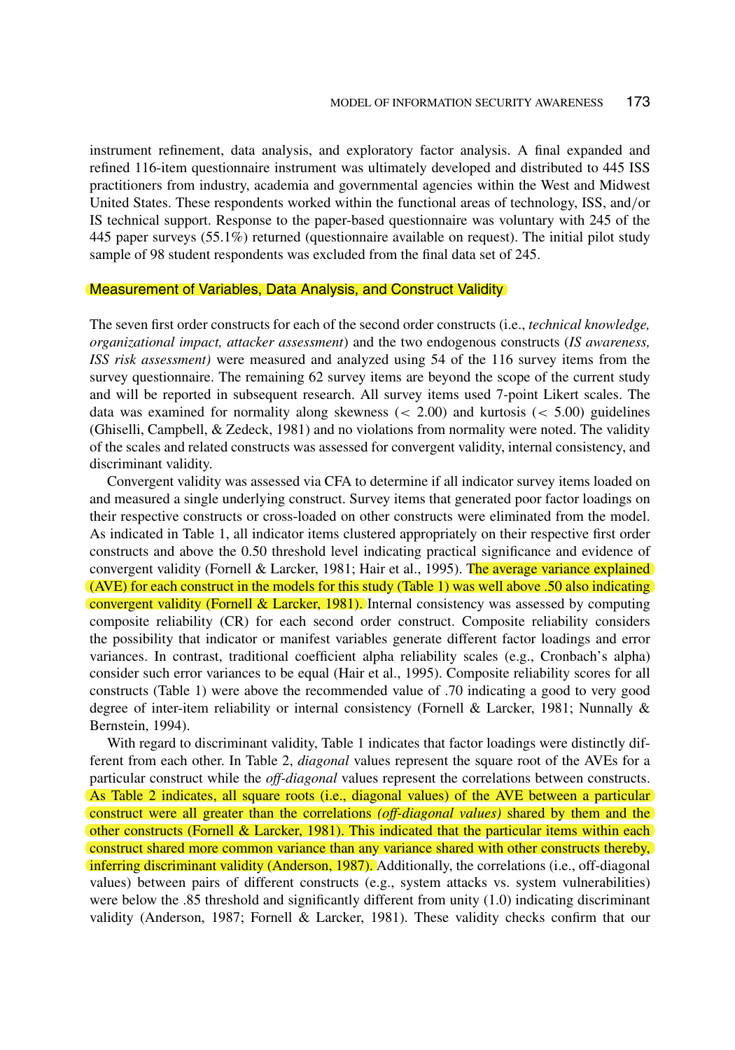instrument refinement, data analysis, and exploratory factor analysis. A final expanded and refined 116-item questionnaire instrument was ultimately developed and distributed to 445 ISS practitioners from industry, academia and governmental agencies within the West and Midwest United States. These respondents worked within the functional areas of technology, ISS, and/or IS technical support. Response to the paper-based questionnaire was voluntary with 245 of the 445 paper surveys (55.1%) returned (questionnaire available on request). The initial pilot study sample of 98 student respondents was excluded from the final data set of 245.

## Measurement of Variables, Data Analysis, and Construct Validity

The seven first order constructs for each of the second order constructs (i.e., *technical knowledge, organizational impact, attacker assessment*) and the two endogenous constructs (*IS awareness, ISS risk assessment)* were measured and analyzed using 54 of the 116 survey items from the survey questionnaire. The remaining 62 survey items are beyond the scope of the current study and will be reported in subsequent research. All survey items used 7-point Likert scales. The data was examined for normality along skewness ($< 2.00$) and kurtosis ($< 5.00$) guidelines (Ghiselli, Campbell, & Zedeck, 1981) and no violations from normality were noted. The validity of the scales and related constructs was assessed for convergent validity, internal consistency, and discriminant validity.

Convergent validity was assessed via CFA to determine if all indicator survey items loaded on and measured a single underlying construct. Survey items that generated poor factor loadings on their respective constructs or cross-loaded on other constructs were eliminated from the model. As indicated in Table 1, all indicator items clustered appropriately on their respective first order constructs and above the 0.50 threshold level indicating practical significance and evidence of convergent validity (Fornell & Larcker, 1981; Hair et al., 1995). The average variance explained (AVE) for each construct in the models for this study (Table 1) was well above .50 also indicating convergent validity (Fornell & Larcker, 1981). Internal consistency was assessed by computing composite reliability (CR) for each second order construct. Composite reliability considers the possibility that indicator or manifest variables generate different factor loadings and error variances. In contrast, traditional coefficient alpha reliability scales (e.g., Cronbach's alpha) consider such error variances to be equal (Hair et al., 1995). Composite reliability scores for all constructs (Table 1) were above the recommended value of .70 indicating a good to very good degree of inter-item reliability or internal consistency (Fornell & Larcker, 1981; Nunnally & Bernstein, 1994).

With regard to discriminant validity, Table 1 indicates that factor loadings were distinctly different from each other. In Table 2, *diagonal* values represent the square root of the AVEs for a particular construct while the *off-diagonal* values represent the correlations between constructs. As Table 2 indicates, all square roots (i.e., diagonal values) of the AVE between a particular construct were all greater than the correlations *(off-diagonal values)* shared by them and the other constructs (Fornell & Larcker, 1981). This indicated that the particular items within each construct shared more common variance than any variance shared with other constructs thereby, inferring discriminant validity (Anderson, 1987). Additionally, the correlations (i.e., off-diagonal values) between pairs of different constructs (e.g., system attacks vs. system vulnerabilities) were below the .85 threshold and significantly different from unity (1.0) indicating discriminant validity (Anderson, 1987; Fornell & Larcker, 1981). These validity checks confirm that our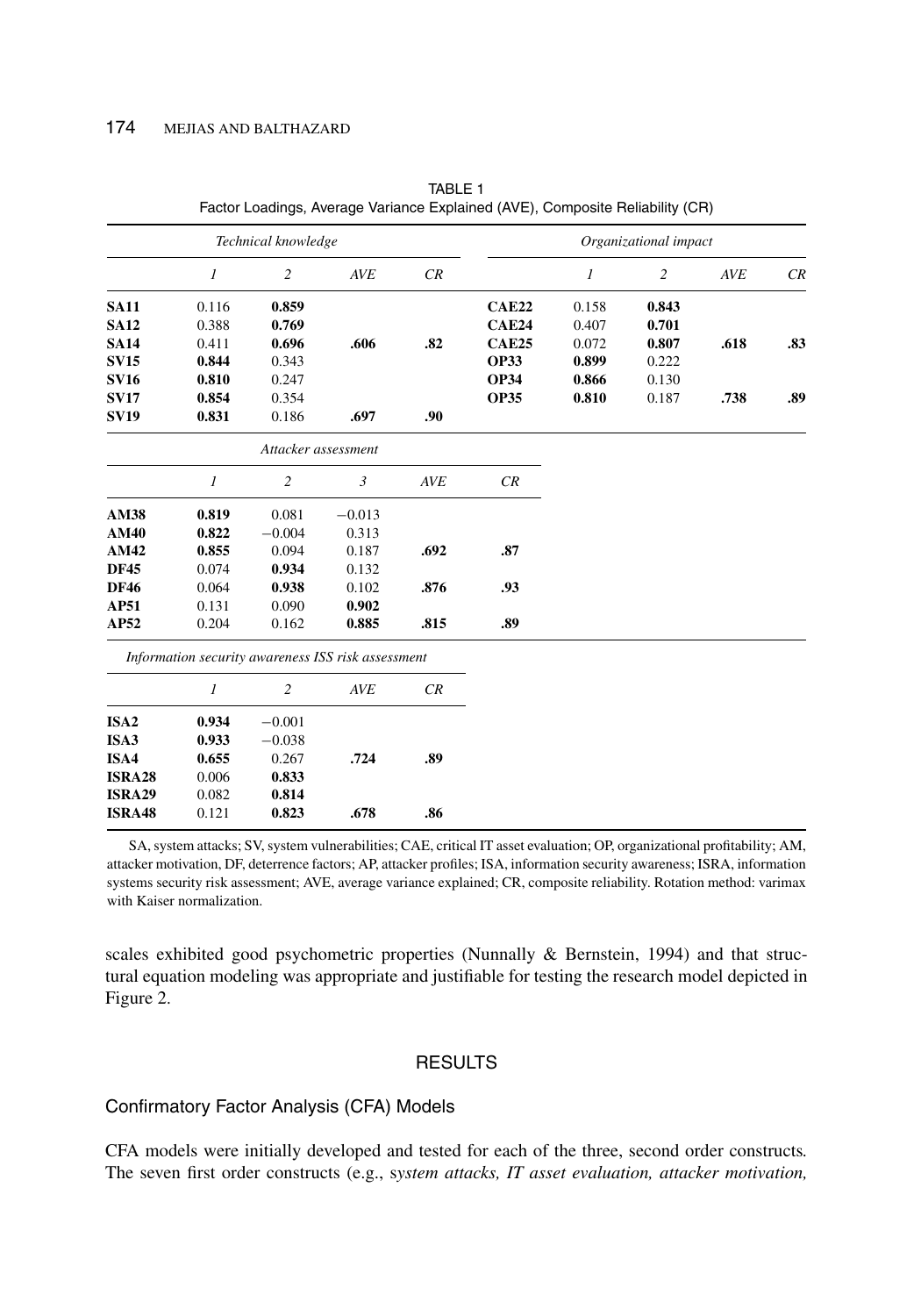TABLE 1
Factor Loadings, Average Variance Explained (AVE), Composite Reliability (CR)

| *Technical knowledge* | | | | | *Organizational impact* | | | | |
|---|---|---|---|---|---|---|---|---|---|
| | *1* | *2* | *AVE* | *CR* | | *1* | *2* | *AVE* | *CR* |
| **SA11** | 0.116 | **0.859** | | | **CAE22** | 0.158 | **0.843** | | |
| **SA12** | 0.388 | **0.769** | | | **CAE24** | 0.407 | **0.701** | | |
| **SA14** | 0.411 | **0.696** | **.606** | **.82** | **CAE25** | 0.072 | **0.807** | **.618** | **.83** |
| **SV15** | **0.844** | 0.343 | | | **OP33** | **0.899** | 0.222 | | |
| **SV16** | **0.810** | 0.247 | | | **OP34** | **0.866** | 0.130 | | |
| **SV17** | **0.854** | 0.354 | | | **OP35** | **0.810** | 0.187 | **.738** | **.89** |
| **SV19** | **0.831** | 0.186 | **.697** | **.90** | | | | | |

| *Attacker assessment* | | | | | |
|---|---|---|---|---|---|
| | *1* | *2* | *3* | *AVE* | *CR* |
| **AM38** | **0.819** | 0.081 | −0.013 | | |
| **AM40** | **0.822** | −0.004 | 0.313 | | |
| **AM42** | **0.855** | 0.094 | 0.187 | **.692** | **.87** |
| **DF45** | 0.074 | **0.934** | 0.132 | | |
| **DF46** | 0.064 | **0.938** | 0.102 | **.876** | **.93** |
| **AP51** | 0.131 | 0.090 | **0.902** | | |
| **AP52** | 0.204 | 0.162 | **0.885** | **.815** | **.89** |

| *Information security awareness ISS risk assessment* | | | | |
|---|---|---|---|---|
| | *1* | *2* | *AVE* | *CR* |
| **ISA2** | **0.934** | −0.001 | | |
| **ISA3** | **0.933** | −0.038 | | |
| **ISA4** | **0.655** | 0.267 | **.724** | **.89** |
| **ISRA28** | 0.006 | **0.833** | | |
| **ISRA29** | 0.082 | **0.814** | | |
| **ISRA48** | 0.121 | **0.823** | **.678** | **.86** |

SA, system attacks; SV, system vulnerabilities; CAE, critical IT asset evaluation; OP, organizational profitability; AM, attacker motivation, DF, deterrence factors; AP, attacker profiles; ISA, information security awareness; ISRA, information systems security risk assessment; AVE, average variance explained; CR, composite reliability. Rotation method: varimax with Kaiser normalization.

scales exhibited good psychometric properties (Nunnally & Bernstein, 1994) and that structural equation modeling was appropriate and justifiable for testing the research model depicted in Figure 2.

## RESULTS

### Confirmatory Factor Analysis (CFA) Models

CFA models were initially developed and tested for each of the three, second order constructs. The seven first order constructs (e.g., *system attacks, IT asset evaluation, attacker motivation,*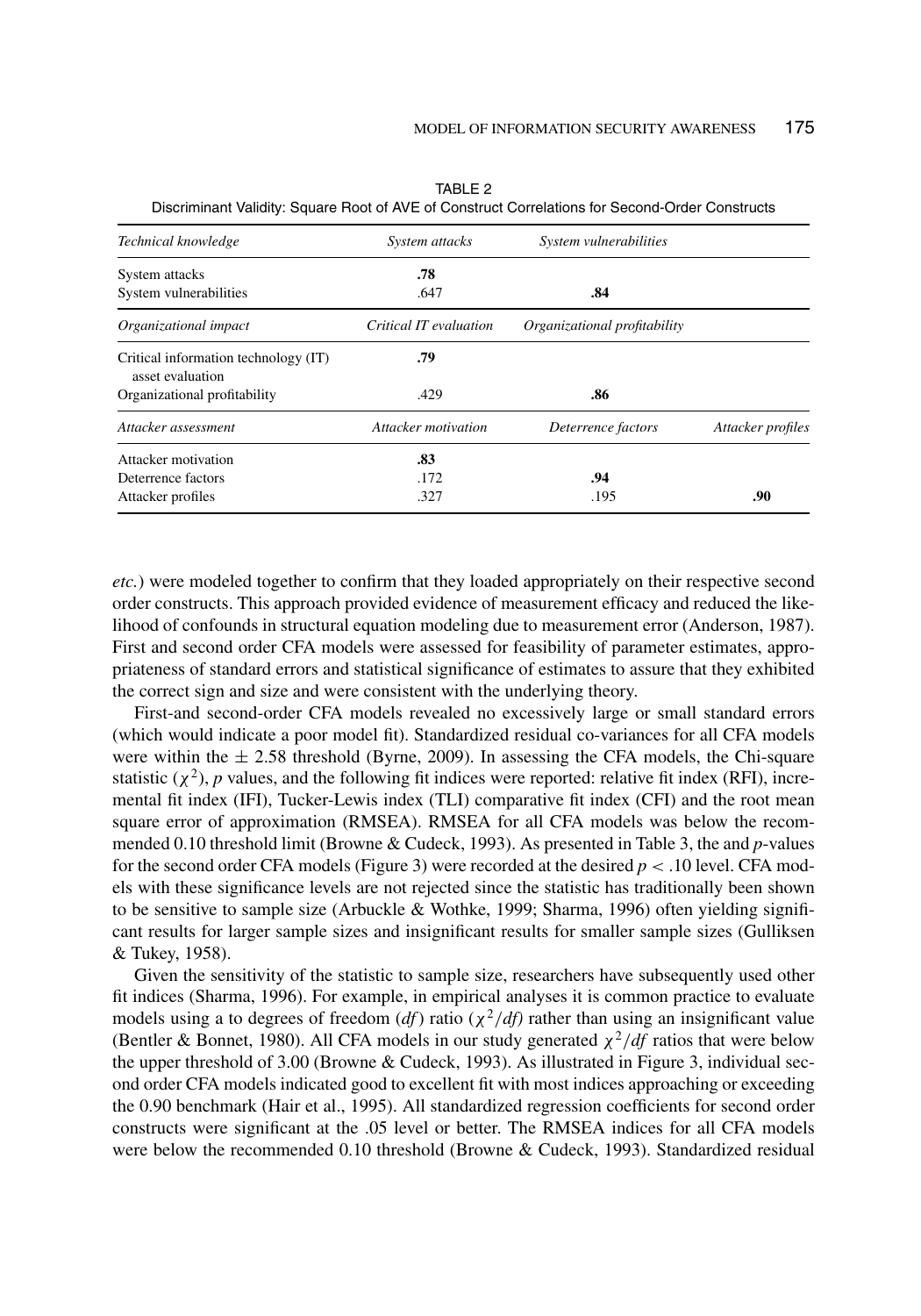TABLE 2
Discriminant Validity: Square Root of AVE of Construct Correlations for Second-Order Constructs

| *Technical knowledge* | *System attacks* | *System vulnerabilities* | |
|---|---|---|---|
| System attacks | **.78** | | |
| System vulnerabilities | .647 | **.84** | |
| *Organizational impact* | *Critical IT evaluation* | *Organizational profitability* | |
| Critical information technology (IT) asset evaluation | **.79** | | |
| Organizational profitability | .429 | **.86** | |
| *Attacker assessment* | *Attacker motivation* | *Deterrence factors* | *Attacker profiles* |
| Attacker motivation | **.83** | | |
| Deterrence factors | .172 | **.94** | |
| Attacker profiles | .327 | .195 | **.90** |

*etc.*) were modeled together to confirm that they loaded appropriately on their respective second order constructs. This approach provided evidence of measurement efficacy and reduced the likelihood of confounds in structural equation modeling due to measurement error (Anderson, 1987). First and second order CFA models were assessed for feasibility of parameter estimates, appropriateness of standard errors and statistical significance of estimates to assure that they exhibited the correct sign and size and were consistent with the underlying theory.

First-and second-order CFA models revealed no excessively large or small standard errors (which would indicate a poor model fit). Standardized residual co-variances for all CFA models were within the $\pm$ 2.58 threshold (Byrne, 2009). In assessing the CFA models, the Chi-square statistic ($\chi^2$), *p* values, and the following fit indices were reported: relative fit index (RFI), incremental fit index (IFI), Tucker-Lewis index (TLI) comparative fit index (CFI) and the root mean square error of approximation (RMSEA). RMSEA for all CFA models was below the recommended 0.10 threshold limit (Browne & Cudeck, 1993). As presented in Table 3, the and *p*-values for the second order CFA models (Figure 3) were recorded at the desired $p < .10$ level. CFA models with these significance levels are not rejected since the statistic has traditionally been shown to be sensitive to sample size (Arbuckle & Wothke, 1999; Sharma, 1996) often yielding significant results for larger sample sizes and insignificant results for smaller sample sizes (Gulliksen & Tukey, 1958).

Given the sensitivity of the statistic to sample size, researchers have subsequently used other fit indices (Sharma, 1996). For example, in empirical analyses it is common practice to evaluate models using a to degrees of freedom (*df*) ratio ($\chi^2/df$) rather than using an insignificant value (Bentler & Bonnet, 1980). All CFA models in our study generated $\chi^2/df$ ratios that were below the upper threshold of 3.00 (Browne & Cudeck, 1993). As illustrated in Figure 3, individual second order CFA models indicated good to excellent fit with most indices approaching or exceeding the 0.90 benchmark (Hair et al., 1995). All standardized regression coefficients for second order constructs were significant at the .05 level or better. The RMSEA indices for all CFA models were below the recommended 0.10 threshold (Browne & Cudeck, 1993). Standardized residual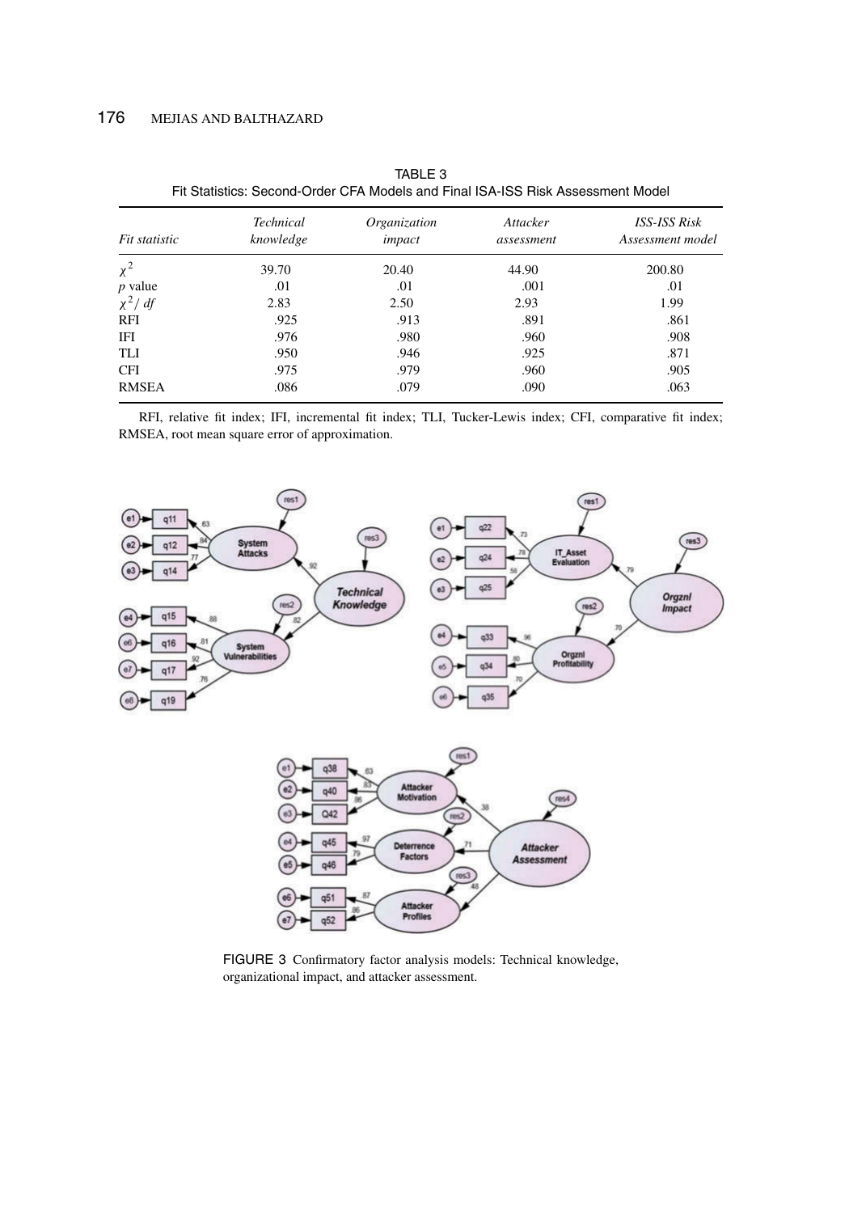TABLE 3
Fit Statistics: Second-Order CFA Models and Final ISA-ISS Risk Assessment Model

| *Fit statistic* | *Technical knowledge* | *Organization impact* | *Attacker assessment* | *ISS-ISS Risk Assessment model* |
|---|---|---|---|---|
| $\chi^2$ | 39.70 | 20.40 | 44.90 | 200.80 |
| *p* value | .01 | .01 | .001 | .01 |
| $\chi^2/df$ | 2.83 | 2.50 | 2.93 | 1.99 |
| RFI | .925 | .913 | .891 | .861 |
| IFI | .976 | .980 | .960 | .908 |
| TLI | .950 | .946 | .925 | .871 |
| CFI | .975 | .979 | .960 | .905 |
| RMSEA | .086 | .079 | .090 | .063 |

RFI, relative fit index; IFI, incremental fit index; TLI, Tucker-Lewis index; CFI, comparative fit index; RMSEA, root mean square error of approximation.

FIGURE 3 Confirmatory factor analysis models: Technical knowledge, organizational impact, and attacker assessment.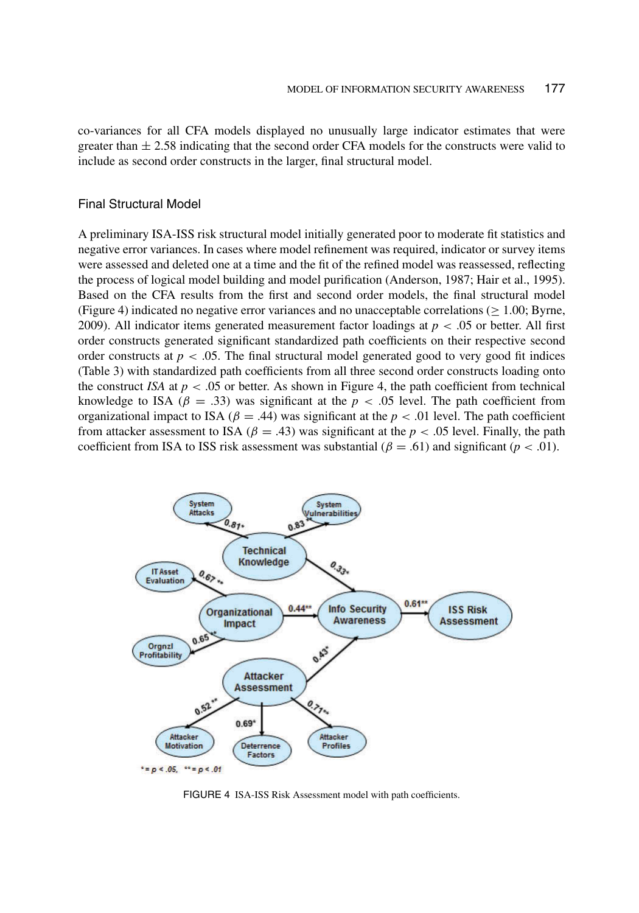co-variances for all CFA models displayed no unusually large indicator estimates that were greater than $\pm$ 2.58 indicating that the second order CFA models for the constructs were valid to include as second order constructs in the larger, final structural model.

## Final Structural Model

A preliminary ISA-ISS risk structural model initially generated poor to moderate fit statistics and negative error variances. In cases where model refinement was required, indicator or survey items were assessed and deleted one at a time and the fit of the refined model was reassessed, reflecting the process of logical model building and model purification (Anderson, 1987; Hair et al., 1995). Based on the CFA results from the first and second order models, the final structural model (Figure 4) indicated no negative error variances and no unacceptable correlations ($\geq$ 1.00; Byrne, 2009). All indicator items generated measurement factor loadings at $p < .05$ or better. All first order constructs generated significant standardized path coefficients on their respective second order constructs at $p < .05$. The final structural model generated good to very good fit indices (Table 3) with standardized path coefficients from all three second order constructs loading onto the construct *ISA* at $p < .05$ or better. As shown in Figure 4, the path coefficient from technical knowledge to ISA ($\beta = .33$) was significant at the $p < .05$ level. The path coefficient from organizational impact to ISA ($\beta = .44$) was significant at the $p < .01$ level. The path coefficient from attacker assessment to ISA ($\beta = .43$) was significant at the $p < .05$ level. Finally, the path coefficient from ISA to ISS risk assessment was substantial ($\beta = .61$) and significant ($p < .01$).

FIGURE 4 ISA-ISS Risk Assessment model with path coefficients.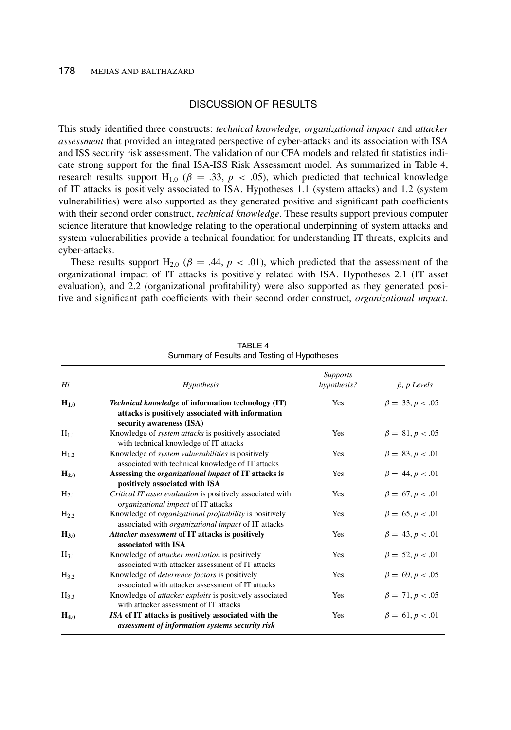## DISCUSSION OF RESULTS

This study identified three constructs: *technical knowledge, organizational impact* and *attacker assessment* that provided an integrated perspective of cyber-attacks and its association with ISA and ISS security risk assessment. The validation of our CFA models and related fit statistics indicate strong support for the final ISA-ISS Risk Assessment model. As summarized in Table 4, research results support $H_{1.0}$ ($\beta = .33$, $p < .05$), which predicted that technical knowledge of IT attacks is positively associated to ISA. Hypotheses 1.1 (system attacks) and 1.2 (system vulnerabilities) were also supported as they generated positive and significant path coefficients with their second order construct, *technical knowledge*. These results support previous computer science literature that knowledge relating to the operational underpinning of system attacks and system vulnerabilities provide a technical foundation for understanding IT threats, exploits and cyber-attacks.

These results support $H_{2.0}$ ($\beta = .44$, $p < .01$), which predicted that the assessment of the organizational impact of IT attacks is positively related with ISA. Hypotheses 2.1 (IT asset evaluation), and 2.2 (organizational profitability) were also supported as they generated positive and significant path coefficients with their second order construct, *organizational impact*.

TABLE 4
Summary of Results and Testing of Hypotheses

| *Hi* | *Hypothesis* | *Supports hypothesis?* | *β, p Levels* |
|---|---|---|---|
| $\mathbf{H_{1.0}}$ | ***Technical knowledge* of information technology (IT) attacks is positively associated with information security awareness (ISA)** | Yes | $\beta = .33, p < .05$ |
| $H_{1.1}$ | Knowledge of *system attacks* is positively associated with technical knowledge of IT attacks | Yes | $\beta = .81, p < .05$ |
| $H_{1.2}$ | Knowledge of *system vulnerabilities* is positively associated with technical knowledge of IT attacks | Yes | $\beta = .83, p < .01$ |
| $\mathbf{H_{2.0}}$ | **Assessing the *organizational impact* of IT attacks is positively associated with ISA** | Yes | $\beta = .44, p < .01$ |
| $H_{2.1}$ | *Critical IT asset evaluation* is positively associated with *organizational impact* of IT attacks | Yes | $\beta = .67, p < .01$ |
| $H_{2.2}$ | Knowledge of *organizational profitability* is positively associated with *organizational impact* of IT attacks | Yes | $\beta = .65, p < .01$ |
| $\mathbf{H_{3.0}}$ | ***Attacker assessment* of IT attacks is positively associated with ISA** | Yes | $\beta = .43, p < .01$ |
| $H_{3.1}$ | Knowledge of *attacker motivation* is positively associated with attacker assessment of IT attacks | Yes | $\beta = .52, p < .01$ |
| $H_{3.2}$ | Knowledge of *deterrence factors* is positively associated with attacker assessment of IT attacks | Yes | $\beta = .69, p < .05$ |
| $H_{3.3}$ | Knowledge of *attacker exploits* is positively associated with attacker assessment of IT attacks | Yes | $\beta = .71, p < .05$ |
| $\mathbf{H_{4.0}}$ | ***ISA* of IT attacks is positively associated with the *assessment of information systems security risk*** | Yes | $\beta = .61, p < .01$ |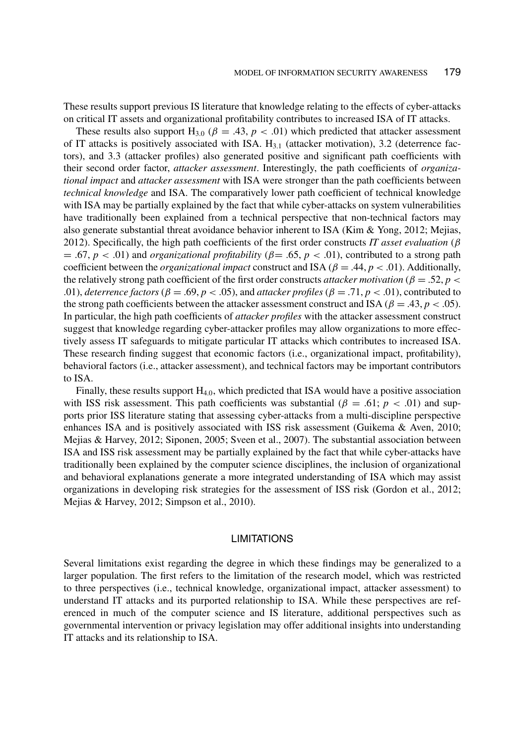These results support previous IS literature that knowledge relating to the effects of cyber-attacks on critical IT assets and organizational profitability contributes to increased ISA of IT attacks.

These results also support $H_{3.0}$ ($\beta = .43$, $p < .01$) which predicted that attacker assessment of IT attacks is positively associated with ISA. $H_{3.1}$ (attacker motivation), 3.2 (deterrence factors), and 3.3 (attacker profiles) also generated positive and significant path coefficients with their second order factor, *attacker assessment*. Interestingly, the path coefficients of *organizational impact* and *attacker assessment* with ISA were stronger than the path coefficients between *technical knowledge* and ISA. The comparatively lower path coefficient of technical knowledge with ISA may be partially explained by the fact that while cyber-attacks on system vulnerabilities have traditionally been explained from a technical perspective that non-technical factors may also generate substantial threat avoidance behavior inherent to ISA (Kim & Yong, 2012; Mejias, 2012). Specifically, the high path coefficients of the first order constructs *IT asset evaluation* ($\beta = .67$, $p < .01$) and *organizational profitability* ($\beta = .65$, $p < .01$), contributed to a strong path coefficient between the *organizational impact* construct and ISA ($\beta = .44$, $p < .01$). Additionally, the relatively strong path coefficient of the first order constructs *attacker motivation* ($\beta = .52$, $p < .01$), *deterrence factors* ($\beta = .69$, $p < .05$), and *attacker profiles* ($\beta = .71$, $p < .01$), contributed to the strong path coefficients between the attacker assessment construct and ISA ($\beta = .43$, $p < .05$). In particular, the high path coefficients of *attacker profiles* with the attacker assessment construct suggest that knowledge regarding cyber-attacker profiles may allow organizations to more effectively assess IT safeguards to mitigate particular IT attacks which contributes to increased ISA. These research finding suggest that economic factors (i.e., organizational impact, profitability), behavioral factors (i.e., attacker assessment), and technical factors may be important contributors to ISA.

Finally, these results support $H_{4.0}$, which predicted that ISA would have a positive association with ISS risk assessment. This path coefficients was substantial ($\beta = .61$; $p < .01$) and supports prior ISS literature stating that assessing cyber-attacks from a multi-discipline perspective enhances ISA and is positively associated with ISS risk assessment (Guikema & Aven, 2010; Mejias & Harvey, 2012; Siponen, 2005; Sveen et al., 2007). The substantial association between ISA and ISS risk assessment may be partially explained by the fact that while cyber-attacks have traditionally been explained by the computer science disciplines, the inclusion of organizational and behavioral explanations generate a more integrated understanding of ISA which may assist organizations in developing risk strategies for the assessment of ISS risk (Gordon et al., 2012; Mejias & Harvey, 2012; Simpson et al., 2010).

## LIMITATIONS

Several limitations exist regarding the degree in which these findings may be generalized to a larger population. The first refers to the limitation of the research model, which was restricted to three perspectives (i.e., technical knowledge, organizational impact, attacker assessment) to understand IT attacks and its purported relationship to ISA. While these perspectives are referenced in much of the computer science and IS literature, additional perspectives such as governmental intervention or privacy legislation may offer additional insights into understanding IT attacks and its relationship to ISA.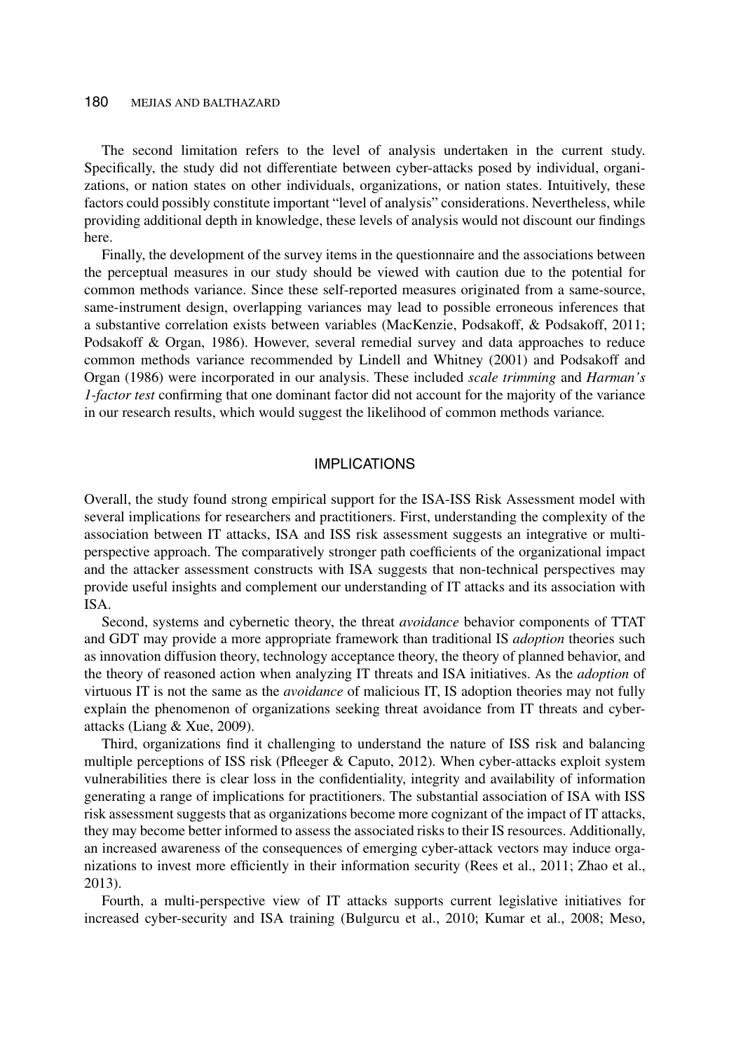The second limitation refers to the level of analysis undertaken in the current study. Specifically, the study did not differentiate between cyber-attacks posed by individual, organizations, or nation states on other individuals, organizations, or nation states. Intuitively, these factors could possibly constitute important "level of analysis" considerations. Nevertheless, while providing additional depth in knowledge, these levels of analysis would not discount our findings here.

Finally, the development of the survey items in the questionnaire and the associations between the perceptual measures in our study should be viewed with caution due to the potential for common methods variance. Since these self-reported measures originated from a same-source, same-instrument design, overlapping variances may lead to possible erroneous inferences that a substantive correlation exists between variables (MacKenzie, Podsakoff, & Podsakoff, 2011; Podsakoff & Organ, 1986). However, several remedial survey and data approaches to reduce common methods variance recommended by Lindell and Whitney (2001) and Podsakoff and Organ (1986) were incorporated in our analysis. These included *scale trimming* and *Harman's 1-factor test* confirming that one dominant factor did not account for the majority of the variance in our research results, which would suggest the likelihood of common methods variance.

## IMPLICATIONS

Overall, the study found strong empirical support for the ISA-ISS Risk Assessment model with several implications for researchers and practitioners. First, understanding the complexity of the association between IT attacks, ISA and ISS risk assessment suggests an integrative or multi-perspective approach. The comparatively stronger path coefficients of the organizational impact and the attacker assessment constructs with ISA suggests that non-technical perspectives may provide useful insights and complement our understanding of IT attacks and its association with ISA.

Second, systems and cybernetic theory, the threat *avoidance* behavior components of TTAT and GDT may provide a more appropriate framework than traditional IS *adoption* theories such as innovation diffusion theory, technology acceptance theory, the theory of planned behavior, and the theory of reasoned action when analyzing IT threats and ISA initiatives. As the *adoption* of virtuous IT is not the same as the *avoidance* of malicious IT, IS adoption theories may not fully explain the phenomenon of organizations seeking threat avoidance from IT threats and cyber-attacks (Liang & Xue, 2009).

Third, organizations find it challenging to understand the nature of ISS risk and balancing multiple perceptions of ISS risk (Pfleeger & Caputo, 2012). When cyber-attacks exploit system vulnerabilities there is clear loss in the confidentiality, integrity and availability of information generating a range of implications for practitioners. The substantial association of ISA with ISS risk assessment suggests that as organizations become more cognizant of the impact of IT attacks, they may become better informed to assess the associated risks to their IS resources. Additionally, an increased awareness of the consequences of emerging cyber-attack vectors may induce organizations to invest more efficiently in their information security (Rees et al., 2011; Zhao et al., 2013).

Fourth, a multi-perspective view of IT attacks supports current legislative initiatives for increased cyber-security and ISA training (Bulgurcu et al., 2010; Kumar et al., 2008; Meso,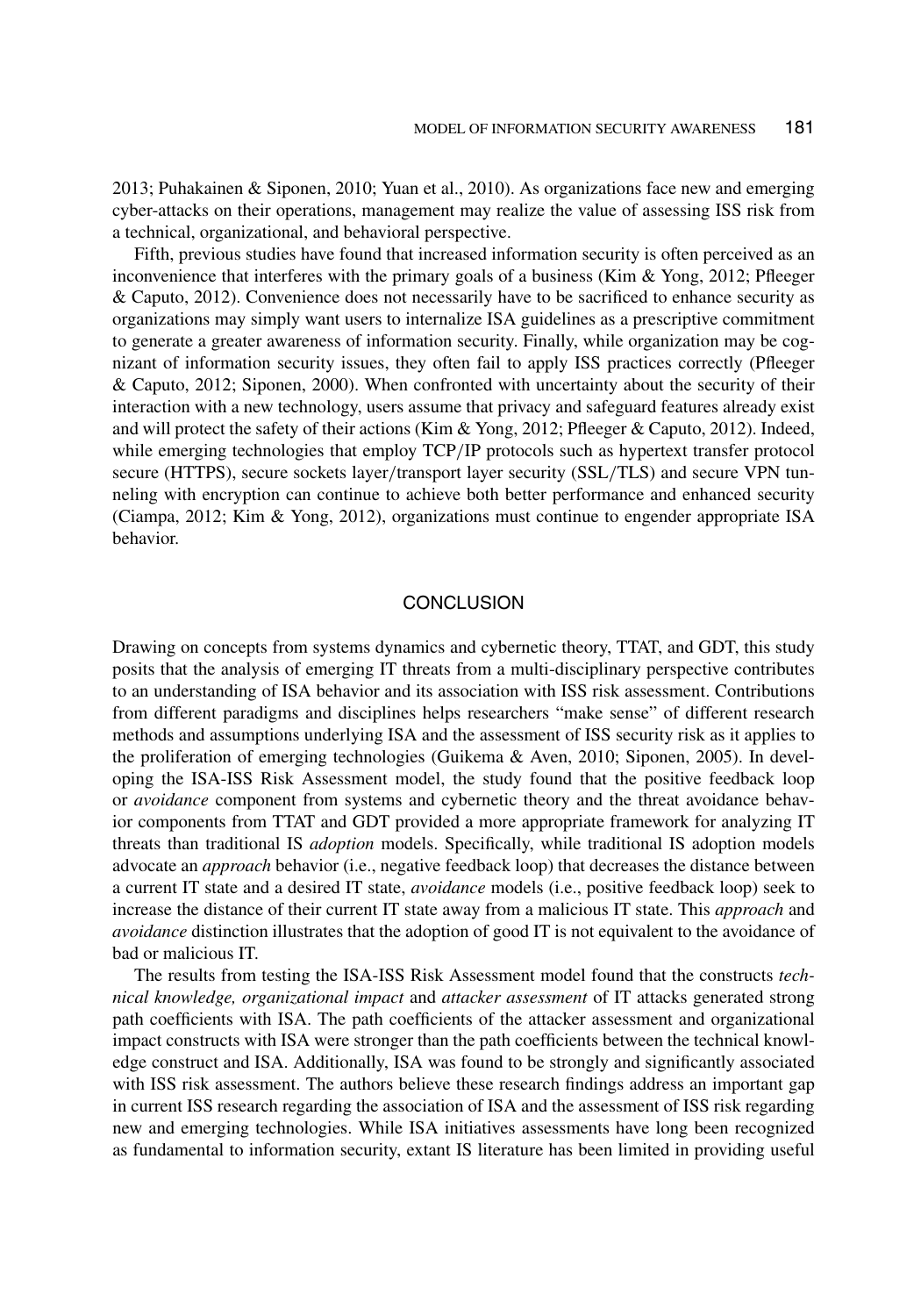2013; Puhakainen & Siponen, 2010; Yuan et al., 2010). As organizations face new and emerging cyber-attacks on their operations, management may realize the value of assessing ISS risk from a technical, organizational, and behavioral perspective.

Fifth, previous studies have found that increased information security is often perceived as an inconvenience that interferes with the primary goals of a business (Kim & Yong, 2012; Pfleeger & Caputo, 2012). Convenience does not necessarily have to be sacrificed to enhance security as organizations may simply want users to internalize ISA guidelines as a prescriptive commitment to generate a greater awareness of information security. Finally, while organization may be cognizant of information security issues, they often fail to apply ISS practices correctly (Pfleeger & Caputo, 2012; Siponen, 2000). When confronted with uncertainty about the security of their interaction with a new technology, users assume that privacy and safeguard features already exist and will protect the safety of their actions (Kim & Yong, 2012; Pfleeger & Caputo, 2012). Indeed, while emerging technologies that employ TCP/IP protocols such as hypertext transfer protocol secure (HTTPS), secure sockets layer/transport layer security (SSL/TLS) and secure VPN tunneling with encryption can continue to achieve both better performance and enhanced security (Ciampa, 2012; Kim & Yong, 2012), organizations must continue to engender appropriate ISA behavior.

## CONCLUSION

Drawing on concepts from systems dynamics and cybernetic theory, TTAT, and GDT, this study posits that the analysis of emerging IT threats from a multi-disciplinary perspective contributes to an understanding of ISA behavior and its association with ISS risk assessment. Contributions from different paradigms and disciplines helps researchers "make sense" of different research methods and assumptions underlying ISA and the assessment of ISS security risk as it applies to the proliferation of emerging technologies (Guikema & Aven, 2010; Siponen, 2005). In developing the ISA-ISS Risk Assessment model, the study found that the positive feedback loop or *avoidance* component from systems and cybernetic theory and the threat avoidance behavior components from TTAT and GDT provided a more appropriate framework for analyzing IT threats than traditional IS *adoption* models. Specifically, while traditional IS adoption models advocate an *approach* behavior (i.e., negative feedback loop) that decreases the distance between a current IT state and a desired IT state, *avoidance* models (i.e., positive feedback loop) seek to increase the distance of their current IT state away from a malicious IT state. This *approach* and *avoidance* distinction illustrates that the adoption of good IT is not equivalent to the avoidance of bad or malicious IT.

The results from testing the ISA-ISS Risk Assessment model found that the constructs *technical knowledge, organizational impact* and *attacker assessment* of IT attacks generated strong path coefficients with ISA. The path coefficients of the attacker assessment and organizational impact constructs with ISA were stronger than the path coefficients between the technical knowledge construct and ISA. Additionally, ISA was found to be strongly and significantly associated with ISS risk assessment. The authors believe these research findings address an important gap in current ISS research regarding the association of ISA and the assessment of ISS risk regarding new and emerging technologies. While ISA initiatives assessments have long been recognized as fundamental to information security, extant IS literature has been limited in providing useful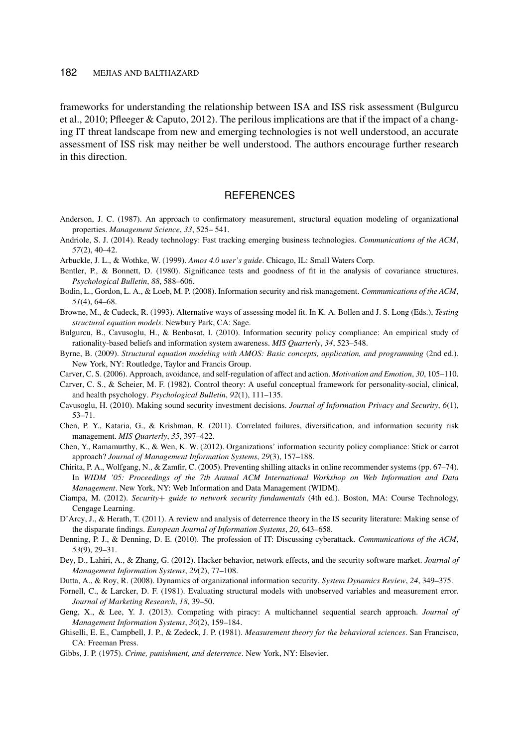frameworks for understanding the relationship between ISA and ISS risk assessment (Bulgurcu et al., 2010; Pfleeger & Caputo, 2012). The perilous implications are that if the impact of a changing IT threat landscape from new and emerging technologies is not well understood, an accurate assessment of ISS risk may neither be well understood. The authors encourage further research in this direction.

## REFERENCES

Anderson, J. C. (1987). An approach to confirmatory measurement, structural equation modeling of organizational properties. *Management Science*, *33*, 525– 541.

Andriole, S. J. (2014). Ready technology: Fast tracking emerging business technologies. *Communications of the ACM*, *57*(2), 40–42.

Arbuckle, J. L., & Wothke, W. (1999). *Amos 4.0 user's guide*. Chicago, IL: Small Waters Corp.

Bentler, P., & Bonnett, D. (1980). Significance tests and goodness of fit in the analysis of covariance structures. *Psychological Bulletin*, *88*, 588–606.

Bodin, L., Gordon, L. A., & Loeb, M. P. (2008). Information security and risk management. *Communications of the ACM*, *51*(4), 64–68.

Browne, M., & Cudeck, R. (1993). Alternative ways of assessing model fit. In K. A. Bollen and J. S. Long (Eds.), *Testing structural equation models*. Newbury Park, CA: Sage.

Bulgurcu, B., Cavusoglu, H., & Benbasat, I. (2010). Information security policy compliance: An empirical study of rationality-based beliefs and information system awareness. *MIS Quarterly*, *34*, 523–548.

Byrne, B. (2009). *Structural equation modeling with AMOS: Basic concepts, application, and programming* (2nd ed.). New York, NY: Routledge, Taylor and Francis Group.

Carver, C. S. (2006). Approach, avoidance, and self-regulation of affect and action. *Motivation and Emotion*, *30*, 105–110.

Carver, C. S., & Scheier, M. F. (1982). Control theory: A useful conceptual framework for personality-social, clinical, and health psychology. *Psychological Bulletin*, *92*(1), 111–135.

Cavusoglu, H. (2010). Making sound security investment decisions. *Journal of Information Privacy and Security*, *6*(1), 53–71.

Chen, P. Y., Kataria, G., & Krishman, R. (2011). Correlated failures, diversification, and information security risk management. *MIS Quarterly*, *35*, 397–422.

Chen, Y., Ramamurthy, K., & Wen, K. W. (2012). Organizations' information security policy compliance: Stick or carrot approach? *Journal of Management Information Systems*, *29*(3), 157–188.

Chirita, P. A., Wolfgang, N., & Zamfir, C. (2005). Preventing shilling attacks in online recommender systems (pp. 67–74). In *WIDM '05: Proceedings of the 7th Annual ACM International Workshop on Web Information and Data Management*. New York, NY: Web Information and Data Management (WIDM).

Ciampa, M. (2012). *Security+ guide to network security fundamentals* (4th ed.). Boston, MA: Course Technology, Cengage Learning.

D'Arcy, J., & Herath, T. (2011). A review and analysis of deterrence theory in the IS security literature: Making sense of the disparate findings. *European Journal of Information Systems*, *20*, 643–658.

Denning, P. J., & Denning, D. E. (2010). The profession of IT: Discussing cyberattack. *Communications of the ACM*, *53*(9), 29–31.

Dey, D., Lahiri, A., & Zhang, G. (2012). Hacker behavior, network effects, and the security software market. *Journal of Management Information Systems*, *29*(2), 77–108.

Dutta, A., & Roy, R. (2008). Dynamics of organizational information security. *System Dynamics Review*, *24*, 349–375.

Fornell, C., & Larcker, D. F. (1981). Evaluating structural models with unobserved variables and measurement error. *Journal of Marketing Research*, *18*, 39–50.

Geng, X., & Lee, Y. J. (2013). Competing with piracy: A multichannel sequential search approach. *Journal of Management Information Systems*, *30*(2), 159–184.

Ghiselli, E. E., Campbell, J. P., & Zedeck, J. P. (1981). *Measurement theory for the behavioral sciences*. San Francisco, CA: Freeman Press.

Gibbs, J. P. (1975). *Crime, punishment, and deterrence*. New York, NY: Elsevier.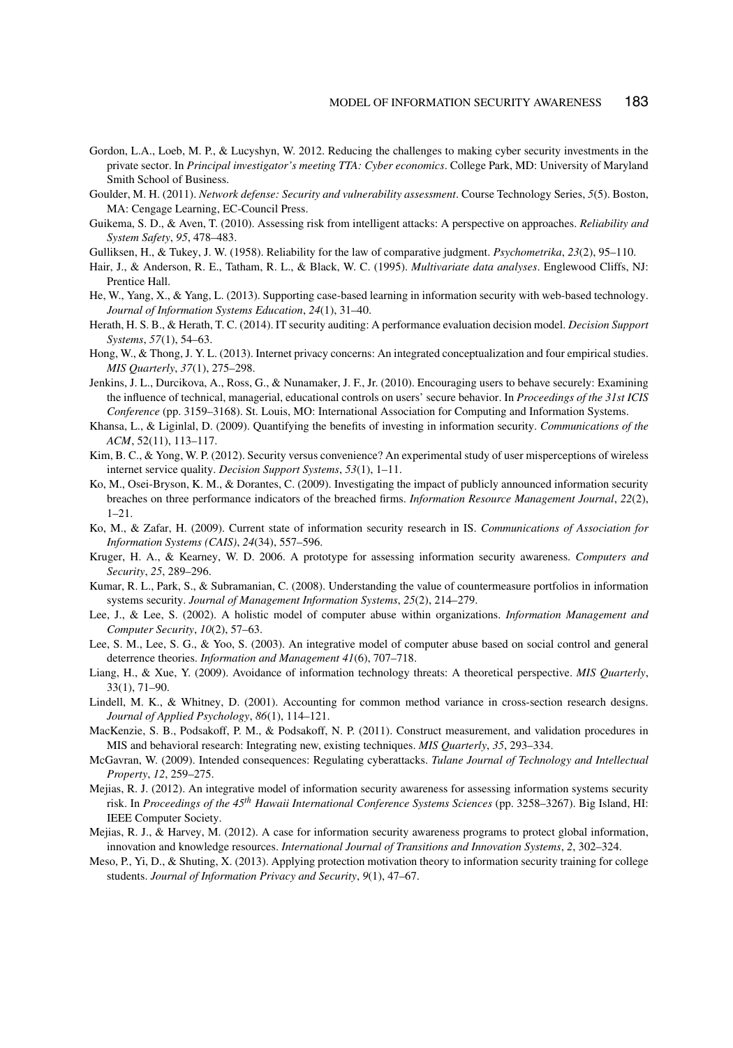Gordon, L.A., Loeb, M. P., & Lucyshyn, W. 2012. Reducing the challenges to making cyber security investments in the private sector. In *Principal investigator's meeting TTA: Cyber economics*. College Park, MD: University of Maryland Smith School of Business.

Goulder, M. H. (2011). *Network defense: Security and vulnerability assessment*. Course Technology Series, *5*(5). Boston, MA: Cengage Learning, EC-Council Press.

Guikema, S. D., & Aven, T. (2010). Assessing risk from intelligent attacks: A perspective on approaches. *Reliability and System Safety*, *95*, 478–483.

Gulliksen, H., & Tukey, J. W. (1958). Reliability for the law of comparative judgment. *Psychometrika*, *23*(2), 95–110.

Hair, J., & Anderson, R. E., Tatham, R. L., & Black, W. C. (1995). *Multivariate data analyses*. Englewood Cliffs, NJ: Prentice Hall.

He, W., Yang, X., & Yang, L. (2013). Supporting case-based learning in information security with web-based technology. *Journal of Information Systems Education*, *24*(1), 31–40.

Herath, H. S. B., & Herath, T. C. (2014). IT security auditing: A performance evaluation decision model. *Decision Support Systems*, *57*(1), 54–63.

Hong, W., & Thong, J. Y. L. (2013). Internet privacy concerns: An integrated conceptualization and four empirical studies. *MIS Quarterly*, *37*(1), 275–298.

Jenkins, J. L., Durcikova, A., Ross, G., & Nunamaker, J. F., Jr. (2010). Encouraging users to behave securely: Examining the influence of technical, managerial, educational controls on users' secure behavior. In *Proceedings of the 31st ICIS Conference* (pp. 3159–3168). St. Louis, MO: International Association for Computing and Information Systems.

Khansa, L., & Liginlal, D. (2009). Quantifying the benefits of investing in information security. *Communications of the ACM*, 52(11), 113–117.

Kim, B. C., & Yong, W. P. (2012). Security versus convenience? An experimental study of user misperceptions of wireless internet service quality. *Decision Support Systems*, *53*(1), 1–11.

Ko, M., Osei-Bryson, K. M., & Dorantes, C. (2009). Investigating the impact of publicly announced information security breaches on three performance indicators of the breached firms. *Information Resource Management Journal*, *22*(2), 1–21.

Ko, M., & Zafar, H. (2009). Current state of information security research in IS. *Communications of Association for Information Systems (CAIS)*, *24*(34), 557–596.

Kruger, H. A., & Kearney, W. D. 2006. A prototype for assessing information security awareness. *Computers and Security*, *25*, 289–296.

Kumar, R. L., Park, S., & Subramanian, C. (2008). Understanding the value of countermeasure portfolios in information systems security. *Journal of Management Information Systems*, *25*(2), 214–279.

Lee, J., & Lee, S. (2002). A holistic model of computer abuse within organizations. *Information Management and Computer Security*, *10*(2), 57–63.

Lee, S. M., Lee, S. G., & Yoo, S. (2003). An integrative model of computer abuse based on social control and general deterrence theories. *Information and Management 41*(6), 707–718.

Liang, H., & Xue, Y. (2009). Avoidance of information technology threats: A theoretical perspective. *MIS Quarterly*, 33(1), 71–90.

Lindell, M. K., & Whitney, D. (2001). Accounting for common method variance in cross-section research designs. *Journal of Applied Psychology*, *86*(1), 114–121.

MacKenzie, S. B., Podsakoff, P. M., & Podsakoff, N. P. (2011). Construct measurement, and validation procedures in MIS and behavioral research: Integrating new, existing techniques. *MIS Quarterly*, *35*, 293–334.

McGavran, W. (2009). Intended consequences: Regulating cyberattacks. *Tulane Journal of Technology and Intellectual Property*, *12*, 259–275.

Mejias, R. J. (2012). An integrative model of information security awareness for assessing information systems security risk. In *Proceedings of the 45th Hawaii International Conference Systems Sciences* (pp. 3258–3267). Big Island, HI: IEEE Computer Society.

Mejias, R. J., & Harvey, M. (2012). A case for information security awareness programs to protect global information, innovation and knowledge resources. *International Journal of Transitions and Innovation Systems*, *2*, 302–324.

Meso, P., Yi, D., & Shuting, X. (2013). Applying protection motivation theory to information security training for college students. *Journal of Information Privacy and Security*, *9*(1), 47–67.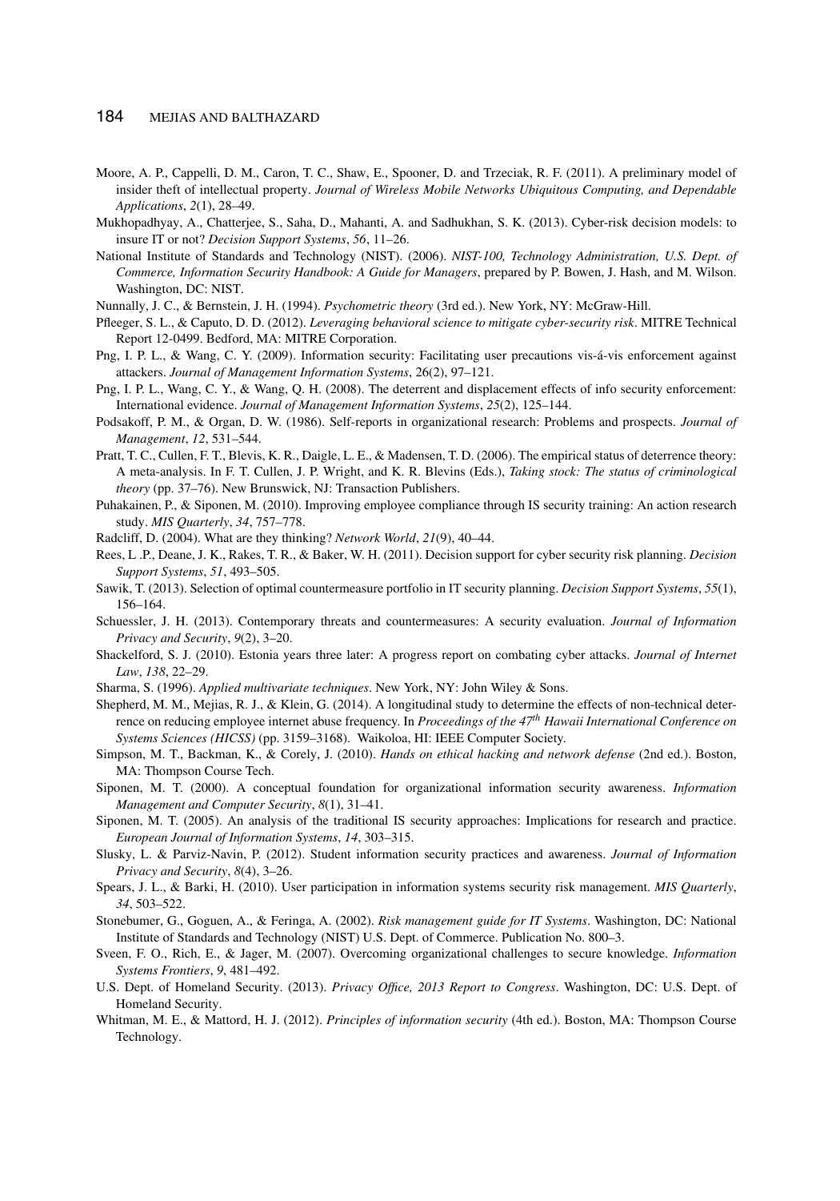Moore, A. P., Cappelli, D. M., Caron, T. C., Shaw, E., Spooner, D. and Trzeciak, R. F. (2011). A preliminary model of insider theft of intellectual property. *Journal of Wireless Mobile Networks Ubiquitous Computing, and Dependable Applications*, *2*(1), 28–49.

Mukhopadhyay, A., Chatterjee, S., Saha, D., Mahanti, A. and Sadhukhan, S. K. (2013). Cyber-risk decision models: to insure IT or not? *Decision Support Systems*, *56*, 11–26.

National Institute of Standards and Technology (NIST). (2006). *NIST-100, Technology Administration, U.S. Dept. of Commerce, Information Security Handbook: A Guide for Managers*, prepared by P. Bowen, J. Hash, and M. Wilson. Washington, DC: NIST.

Nunnally, J. C., & Bernstein, J. H. (1994). *Psychometric theory* (3rd ed.). New York, NY: McGraw-Hill.

Pfleeger, S. L., & Caputo, D. D. (2012). *Leveraging behavioral science to mitigate cyber-security risk*. MITRE Technical Report 12-0499. Bedford, MA: MITRE Corporation.

Png, I. P. L., & Wang, C. Y. (2009). Information security: Facilitating user precautions vis-á-vis enforcement against attackers. *Journal of Management Information Systems*, 26(2), 97–121.

Png, I. P. L., Wang, C. Y., & Wang, Q. H. (2008). The deterrent and displacement effects of info security enforcement: International evidence. *Journal of Management Information Systems*, *25*(2), 125–144.

Podsakoff, P. M., & Organ, D. W. (1986). Self-reports in organizational research: Problems and prospects. *Journal of Management*, *12*, 531–544.

Pratt, T. C., Cullen, F. T., Blevis, K. R., Daigle, L. E., & Madensen, T. D. (2006). The empirical status of deterrence theory: A meta-analysis. In F. T. Cullen, J. P. Wright, and K. R. Blevins (Eds.), *Taking stock: The status of criminological theory* (pp. 37–76). New Brunswick, NJ: Transaction Publishers.

Puhakainen, P., & Siponen, M. (2010). Improving employee compliance through IS security training: An action research study. *MIS Quarterly*, *34*, 757–778.

Radcliff, D. (2004). What are they thinking? *Network World*, *21*(9), 40–44.

Rees, L .P., Deane, J. K., Rakes, T. R., & Baker, W. H. (2011). Decision support for cyber security risk planning. *Decision Support Systems*, *51*, 493–505.

Sawik, T. (2013). Selection of optimal countermeasure portfolio in IT security planning. *Decision Support Systems*, *55*(1), 156–164.

Schuessler, J. H. (2013). Contemporary threats and countermeasures: A security evaluation. *Journal of Information Privacy and Security*, *9*(2), 3–20.

Shackelford, S. J. (2010). Estonia years three later: A progress report on combating cyber attacks. *Journal of Internet Law*, *138*, 22–29.

Sharma, S. (1996). *Applied multivariate techniques*. New York, NY: John Wiley & Sons.

Shepherd, M. M., Mejias, R. J., & Klein, G. (2014). A longitudinal study to determine the effects of non-technical deterrence on reducing employee internet abuse frequency. In *Proceedings of the 47th Hawaii International Conference on Systems Sciences (HICSS)* (pp. 3159–3168). Waikoloa, HI: IEEE Computer Society.

Simpson, M. T., Backman, K., & Corely, J. (2010). *Hands on ethical hacking and network defense* (2nd ed.). Boston, MA: Thompson Course Tech.

Siponen, M. T. (2000). A conceptual foundation for organizational information security awareness. *Information Management and Computer Security*, *8*(1), 31–41.

Siponen, M. T. (2005). An analysis of the traditional IS security approaches: Implications for research and practice. *European Journal of Information Systems*, *14*, 303–315.

Slusky, L. & Parviz-Navin, P. (2012). Student information security practices and awareness. *Journal of Information Privacy and Security*, *8*(4), 3–26.

Spears, J. L., & Barki, H. (2010). User participation in information systems security risk management. *MIS Quarterly*, *34*, 503–522.

Stonebumer, G., Goguen, A., & Feringa, A. (2002). *Risk management guide for IT Systems*. Washington, DC: National Institute of Standards and Technology (NIST) U.S. Dept. of Commerce. Publication No. 800–3.

Sveen, F. O., Rich, E., & Jager, M. (2007). Overcoming organizational challenges to secure knowledge. *Information Systems Frontiers*, *9*, 481–492.

U.S. Dept. of Homeland Security. (2013). *Privacy Office, 2013 Report to Congress*. Washington, DC: U.S. Dept. of Homeland Security.

Whitman, M. E., & Mattord, H. J. (2012). *Principles of information security* (4th ed.). Boston, MA: Thompson Course Technology.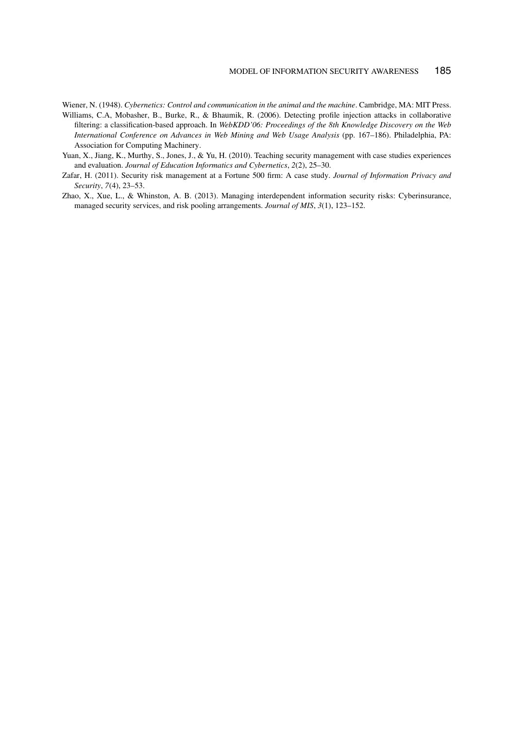Wiener, N. (1948). *Cybernetics: Control and communication in the animal and the machine*. Cambridge, MA: MIT Press.

Williams, C.A, Mobasher, B., Burke, R., & Bhaumik, R. (2006). Detecting profile injection attacks in collaborative filtering: a classification-based approach. In *WebKDD'06: Proceedings of the 8th Knowledge Discovery on the Web International Conference on Advances in Web Mining and Web Usage Analysis* (pp. 167–186). Philadelphia, PA: Association for Computing Machinery.

Yuan, X., Jiang, K., Murthy, S., Jones, J., & Yu, H. (2010). Teaching security management with case studies experiences and evaluation. *Journal of Education Informatics and Cybernetics*, *2*(2), 25–30.

Zafar, H. (2011). Security risk management at a Fortune 500 firm: A case study. *Journal of Information Privacy and Security*, *7*(4), 23–53.

Zhao, X., Xue, L., & Whinston, A. B. (2013). Managing interdependent information security risks: Cyberinsurance, managed security services, and risk pooling arrangements. *Journal of MIS*, *3*(1), 123–152.